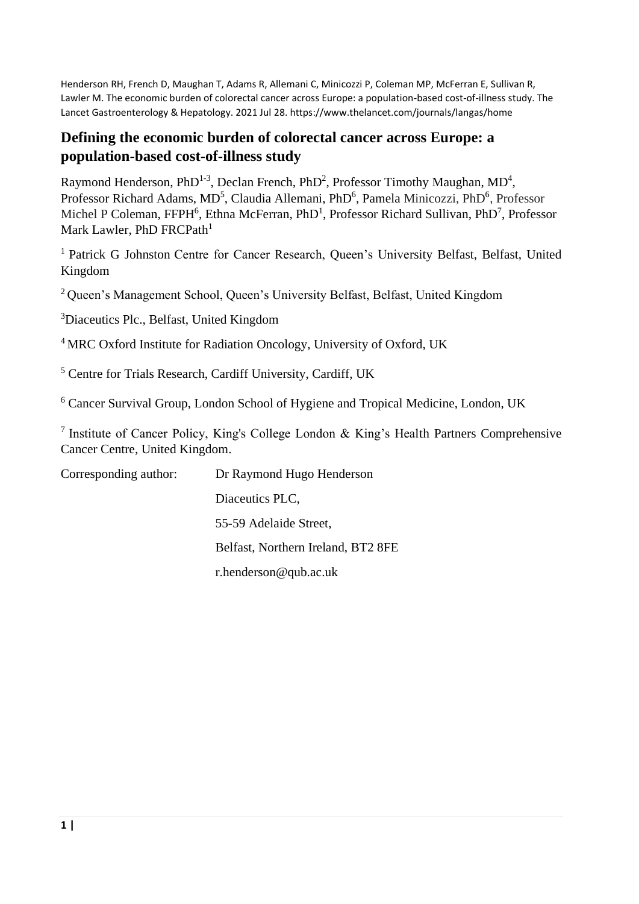Henderson RH, French D, Maughan T, Adams R, Allemani C, Minicozzi P, Coleman MP, McFerran E, Sullivan R, Lawler M. The economic burden of colorectal cancer across Europe: a population-based cost-of-illness study. The Lancet Gastroenterology & Hepatology. 2021 Jul 28. https://www.thelancet.com/journals/langas/home

# Defining the economic burden of colorectal cancer across Europe: a population-based cost-of-illness study

Raymond Henderson, PhD[1-3], Declan French, PhD[2], Professor Timothy Maughan, MD[4], Professor Richard Adams, MD[5], Claudia Allemani, PhD[6], Pamela Minicozzi, PhD[6], Professor Michel P Coleman, FFPH[6], Ethna McFerran, PhD[1], Professor Richard Sullivan, PhD[7], Professor Mark Lawler, PhD FRCPath[1]

[1] Patrick G Johnston Centre for Cancer Research, Queen's University Belfast, Belfast, United Kingdom

[2] Queen's Management School, Queen's University Belfast, Belfast, United Kingdom

[3] Diaceutics Plc., Belfast, United Kingdom

[4] MRC Oxford Institute for Radiation Oncology, University of Oxford, UK

[5] Centre for Trials Research, Cardiff University, Cardiff, UK

[6] Cancer Survival Group, London School of Hygiene and Tropical Medicine, London, UK

[7] Institute of Cancer Policy, King's College London & King's Health Partners Comprehensive Cancer Centre, United Kingdom.

Corresponding author: Dr Raymond Hugo Henderson

Diaceutics PLC,

55-59 Adelaide Street,

Belfast, Northern Ireland, BT2 8FE

r.henderson@qub.ac.uk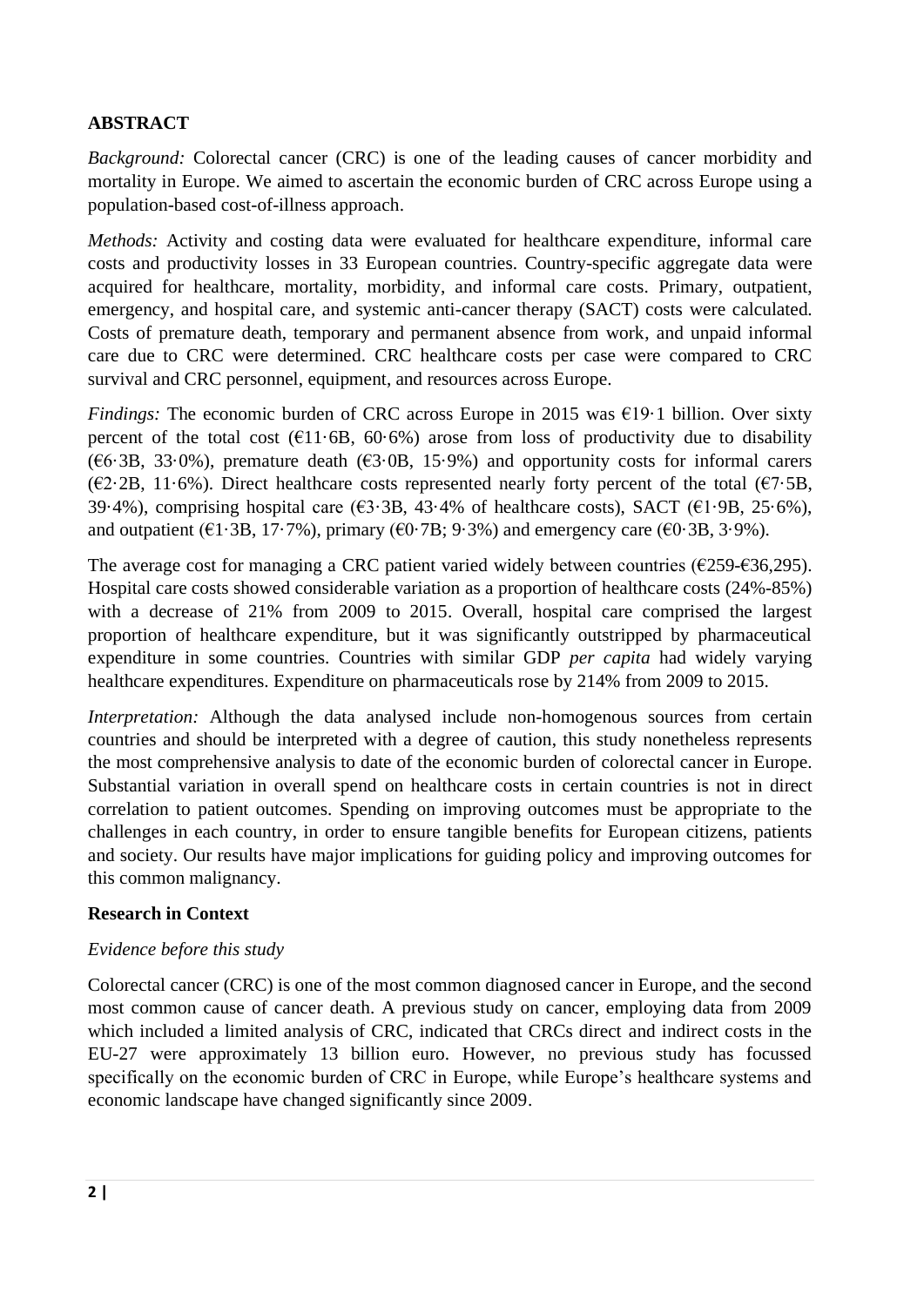## ABSTRACT

*Background:* Colorectal cancer (CRC) is one of the leading causes of cancer morbidity and mortality in Europe. We aimed to ascertain the economic burden of CRC across Europe using a population-based cost-of-illness approach.

*Methods:* Activity and costing data were evaluated for healthcare expenditure, informal care costs and productivity losses in 33 European countries. Country-specific aggregate data were acquired for healthcare, mortality, morbidity, and informal care costs. Primary, outpatient, emergency, and hospital care, and systemic anti-cancer therapy (SACT) costs were calculated. Costs of premature death, temporary and permanent absence from work, and unpaid informal care due to CRC were determined. CRC healthcare costs per case were compared to CRC survival and CRC personnel, equipment, and resources across Europe.

*Findings:* The economic burden of CRC across Europe in 2015 was €19·1 billion. Over sixty percent of the total cost (€11·6B, 60·6%) arose from loss of productivity due to disability (€6·3B, 33·0%), premature death (€3·0B, 15·9%) and opportunity costs for informal carers (€2·2B, 11·6%). Direct healthcare costs represented nearly forty percent of the total (€7·5B, 39·4%), comprising hospital care (€3·3B, 43·4% of healthcare costs), SACT (€1·9B, 25·6%), and outpatient (€1·3B, 17·7%), primary (€0·7B; 9·3%) and emergency care (€0·3B, 3·9%).

The average cost for managing a CRC patient varied widely between countries (€259-€36,295). Hospital care costs showed considerable variation as a proportion of healthcare costs (24%-85%) with a decrease of 21% from 2009 to 2015. Overall, hospital care comprised the largest proportion of healthcare expenditure, but it was significantly outstripped by pharmaceutical expenditure in some countries. Countries with similar GDP *per capita* had widely varying healthcare expenditures. Expenditure on pharmaceuticals rose by 214% from 2009 to 2015.

*Interpretation:* Although the data analysed include non-homogenous sources from certain countries and should be interpreted with a degree of caution, this study nonetheless represents the most comprehensive analysis to date of the economic burden of colorectal cancer in Europe. Substantial variation in overall spend on healthcare costs in certain countries is not in direct correlation to patient outcomes. Spending on improving outcomes must be appropriate to the challenges in each country, in order to ensure tangible benefits for European citizens, patients and society. Our results have major implications for guiding policy and improving outcomes for this common malignancy.

### Research in Context

*Evidence before this study*

Colorectal cancer (CRC) is one of the most common diagnosed cancer in Europe, and the second most common cause of cancer death. A previous study on cancer, employing data from 2009 which included a limited analysis of CRC, indicated that CRCs direct and indirect costs in the EU-27 were approximately 13 billion euro. However, no previous study has focussed specifically on the economic burden of CRC in Europe, while Europe's healthcare systems and economic landscape have changed significantly since 2009.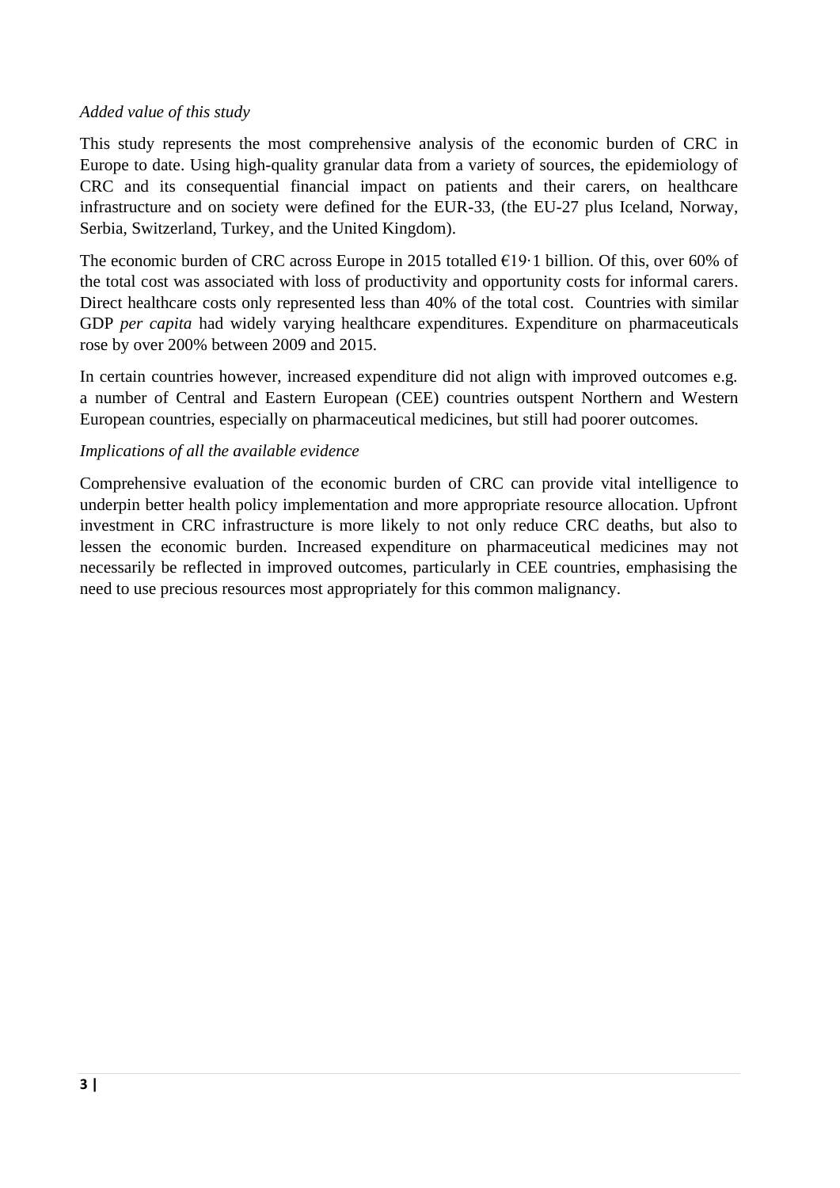*Added value of this study*

This study represents the most comprehensive analysis of the economic burden of CRC in Europe to date. Using high-quality granular data from a variety of sources, the epidemiology of CRC and its consequential financial impact on patients and their carers, on healthcare infrastructure and on society were defined for the EUR-33, (the EU-27 plus Iceland, Norway, Serbia, Switzerland, Turkey, and the United Kingdom).

The economic burden of CRC across Europe in 2015 totalled €19·1 billion. Of this, over 60% of the total cost was associated with loss of productivity and opportunity costs for informal carers. Direct healthcare costs only represented less than 40% of the total cost. Countries with similar GDP *per capita* had widely varying healthcare expenditures. Expenditure on pharmaceuticals rose by over 200% between 2009 and 2015.

In certain countries however, increased expenditure did not align with improved outcomes e.g. a number of Central and Eastern European (CEE) countries outspent Northern and Western European countries, especially on pharmaceutical medicines, but still had poorer outcomes.

*Implications of all the available evidence*

Comprehensive evaluation of the economic burden of CRC can provide vital intelligence to underpin better health policy implementation and more appropriate resource allocation. Upfront investment in CRC infrastructure is more likely to not only reduce CRC deaths, but also to lessen the economic burden. Increased expenditure on pharmaceutical medicines may not necessarily be reflected in improved outcomes, particularly in CEE countries, emphasising the need to use precious resources most appropriately for this common malignancy.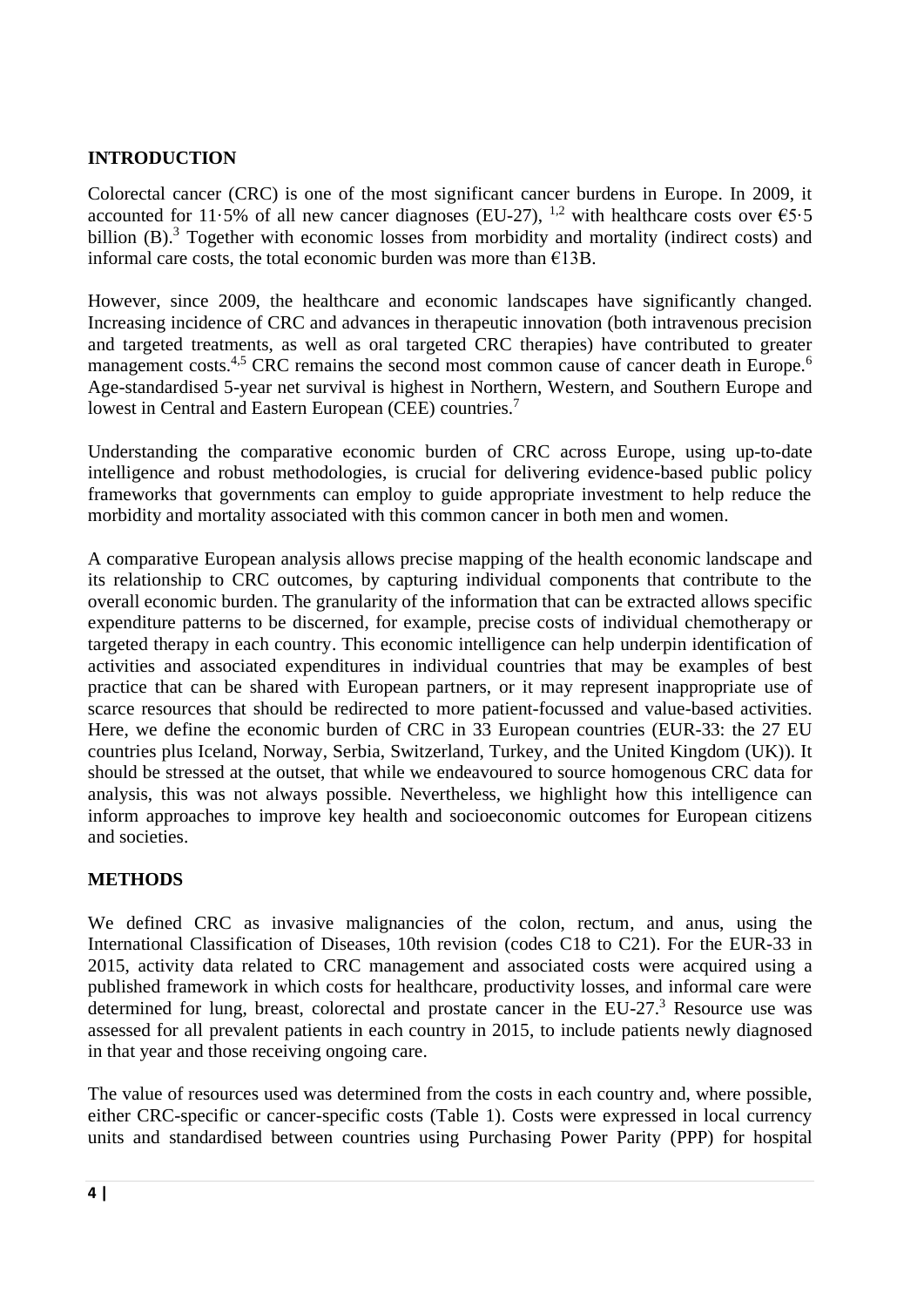## INTRODUCTION

Colorectal cancer (CRC) is one of the most significant cancer burdens in Europe. In 2009, it accounted for 11·5% of all new cancer diagnoses (EU-27), [1,2] with healthcare costs over €5·5 billion (B).[3] Together with economic losses from morbidity and mortality (indirect costs) and informal care costs, the total economic burden was more than €13B.

However, since 2009, the healthcare and economic landscapes have significantly changed. Increasing incidence of CRC and advances in therapeutic innovation (both intravenous precision and targeted treatments, as well as oral targeted CRC therapies) have contributed to greater management costs.[4,5] CRC remains the second most common cause of cancer death in Europe.[6] Age-standardised 5-year net survival is highest in Northern, Western, and Southern Europe and lowest in Central and Eastern European (CEE) countries.[7]

Understanding the comparative economic burden of CRC across Europe, using up-to-date intelligence and robust methodologies, is crucial for delivering evidence-based public policy frameworks that governments can employ to guide appropriate investment to help reduce the morbidity and mortality associated with this common cancer in both men and women.

A comparative European analysis allows precise mapping of the health economic landscape and its relationship to CRC outcomes, by capturing individual components that contribute to the overall economic burden. The granularity of the information that can be extracted allows specific expenditure patterns to be discerned, for example, precise costs of individual chemotherapy or targeted therapy in each country. This economic intelligence can help underpin identification of activities and associated expenditures in individual countries that may be examples of best practice that can be shared with European partners, or it may represent inappropriate use of scarce resources that should be redirected to more patient-focussed and value-based activities. Here, we define the economic burden of CRC in 33 European countries (EUR-33: the 27 EU countries plus Iceland, Norway, Serbia, Switzerland, Turkey, and the United Kingdom (UK)). It should be stressed at the outset, that while we endeavoured to source homogenous CRC data for analysis, this was not always possible. Nevertheless, we highlight how this intelligence can inform approaches to improve key health and socioeconomic outcomes for European citizens and societies.

## METHODS

We defined CRC as invasive malignancies of the colon, rectum, and anus, using the International Classification of Diseases, 10th revision (codes C18 to C21). For the EUR-33 in 2015, activity data related to CRC management and associated costs were acquired using a published framework in which costs for healthcare, productivity losses, and informal care were determined for lung, breast, colorectal and prostate cancer in the EU-27.[3] Resource use was assessed for all prevalent patients in each country in 2015, to include patients newly diagnosed in that year and those receiving ongoing care.

The value of resources used was determined from the costs in each country and, where possible, either CRC-specific or cancer-specific costs (Table 1). Costs were expressed in local currency units and standardised between countries using Purchasing Power Parity (PPP) for hospital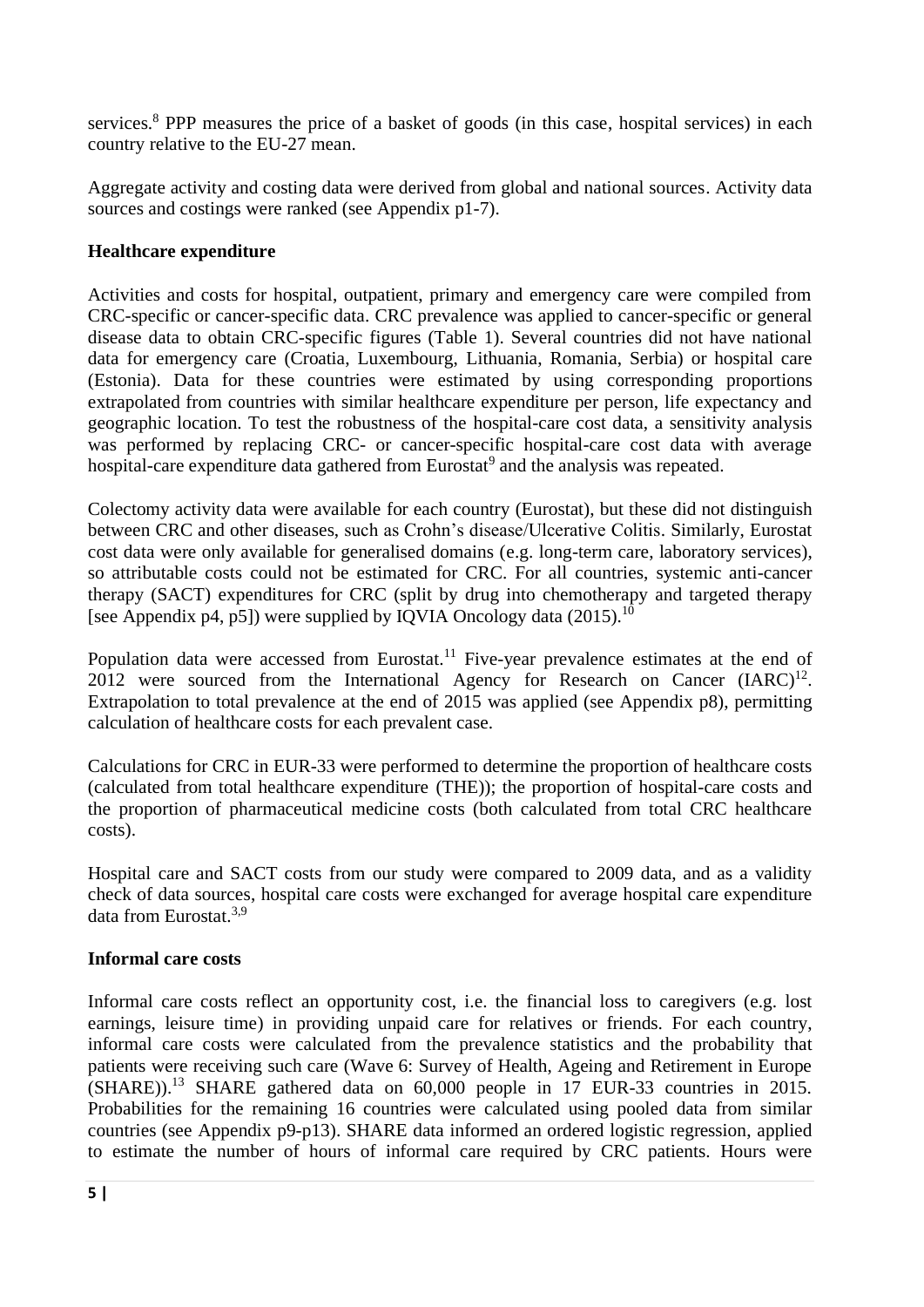services.[8] PPP measures the price of a basket of goods (in this case, hospital services) in each country relative to the EU-27 mean.

Aggregate activity and costing data were derived from global and national sources. Activity data sources and costings were ranked (see Appendix p1-7).

**Healthcare expenditure**

Activities and costs for hospital, outpatient, primary and emergency care were compiled from CRC-specific or cancer-specific data. CRC prevalence was applied to cancer-specific or general disease data to obtain CRC-specific figures (Table 1). Several countries did not have national data for emergency care (Croatia, Luxembourg, Lithuania, Romania, Serbia) or hospital care (Estonia). Data for these countries were estimated by using corresponding proportions extrapolated from countries with similar healthcare expenditure per person, life expectancy and geographic location. To test the robustness of the hospital-care cost data, a sensitivity analysis was performed by replacing CRC- or cancer-specific hospital-care cost data with average hospital-care expenditure data gathered from Eurostat[9] and the analysis was repeated.

Colectomy activity data were available for each country (Eurostat), but these did not distinguish between CRC and other diseases, such as Crohn's disease/Ulcerative Colitis. Similarly, Eurostat cost data were only available for generalised domains (e.g. long-term care, laboratory services), so attributable costs could not be estimated for CRC. For all countries, systemic anti-cancer therapy (SACT) expenditures for CRC (split by drug into chemotherapy and targeted therapy [see Appendix p4, p5]) were supplied by IQVIA Oncology data (2015).[10]

Population data were accessed from Eurostat.[11] Five-year prevalence estimates at the end of 2012 were sourced from the International Agency for Research on Cancer (IARC)[12]. Extrapolation to total prevalence at the end of 2015 was applied (see Appendix p8), permitting calculation of healthcare costs for each prevalent case.

Calculations for CRC in EUR-33 were performed to determine the proportion of healthcare costs (calculated from total healthcare expenditure (THE)); the proportion of hospital-care costs and the proportion of pharmaceutical medicine costs (both calculated from total CRC healthcare costs).

Hospital care and SACT costs from our study were compared to 2009 data, and as a validity check of data sources, hospital care costs were exchanged for average hospital care expenditure data from Eurostat.[3,9]

**Informal care costs**

Informal care costs reflect an opportunity cost, i.e. the financial loss to caregivers (e.g. lost earnings, leisure time) in providing unpaid care for relatives or friends. For each country, informal care costs were calculated from the prevalence statistics and the probability that patients were receiving such care (Wave 6: Survey of Health, Ageing and Retirement in Europe (SHARE)).[13] SHARE gathered data on 60,000 people in 17 EUR-33 countries in 2015. Probabilities for the remaining 16 countries were calculated using pooled data from similar countries (see Appendix p9-p13). SHARE data informed an ordered logistic regression, applied to estimate the number of hours of informal care required by CRC patients. Hours were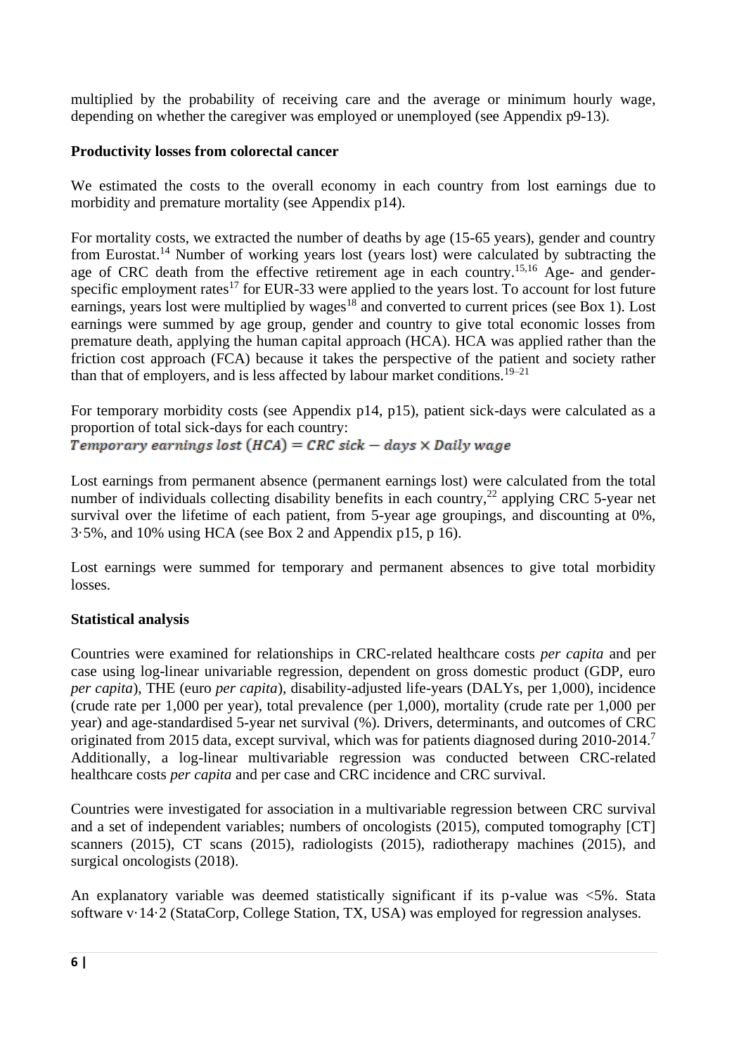multiplied by the probability of receiving care and the average or minimum hourly wage, depending on whether the caregiver was employed or unemployed (see Appendix p9-13).

**Productivity losses from colorectal cancer**

We estimated the costs to the overall economy in each country from lost earnings due to morbidity and premature mortality (see Appendix p14).

For mortality costs, we extracted the number of deaths by age (15-65 years), gender and country from Eurostat.[14] Number of working years lost (years lost) were calculated by subtracting the age of CRC death from the effective retirement age in each country.[15,16] Age- and gender-specific employment rates[17] for EUR-33 were applied to the years lost. To account for lost future earnings, years lost were multiplied by wages[18] and converted to current prices (see Box 1). Lost earnings were summed by age group, gender and country to give total economic losses from premature death, applying the human capital approach (HCA). HCA was applied rather than the friction cost approach (FCA) because it takes the perspective of the patient and society rather than that of employers, and is less affected by labour market conditions.[19–21]

For temporary morbidity costs (see Appendix p14, p15), patient sick-days were calculated as a proportion of total sick-days for each country:

$$Temporary\ earnings\ lost\ (HCA) = CRC\ sick - days \times Daily\ wage$$

Lost earnings from permanent absence (permanent earnings lost) were calculated from the total number of individuals collecting disability benefits in each country,[22] applying CRC 5-year net survival over the lifetime of each patient, from 5-year age groupings, and discounting at 0%, 3·5%, and 10% using HCA (see Box 2 and Appendix p15, p 16).

Lost earnings were summed for temporary and permanent absences to give total morbidity losses.

**Statistical analysis**

Countries were examined for relationships in CRC-related healthcare costs *per capita* and per case using log-linear univariable regression, dependent on gross domestic product (GDP, euro *per capita*), THE (euro *per capita*), disability-adjusted life-years (DALYs, per 1,000), incidence (crude rate per 1,000 per year), total prevalence (per 1,000), mortality (crude rate per 1,000 per year) and age-standardised 5-year net survival (%). Drivers, determinants, and outcomes of CRC originated from 2015 data, except survival, which was for patients diagnosed during 2010-2014.[7] Additionally, a log-linear multivariable regression was conducted between CRC-related healthcare costs *per capita* and per case and CRC incidence and CRC survival.

Countries were investigated for association in a multivariable regression between CRC survival and a set of independent variables; numbers of oncologists (2015), computed tomography [CT] scanners (2015), CT scans (2015), radiologists (2015), radiotherapy machines (2015), and surgical oncologists (2018).

An explanatory variable was deemed statistically significant if its p-value was <5%. Stata software v·14·2 (StataCorp, College Station, TX, USA) was employed for regression analyses.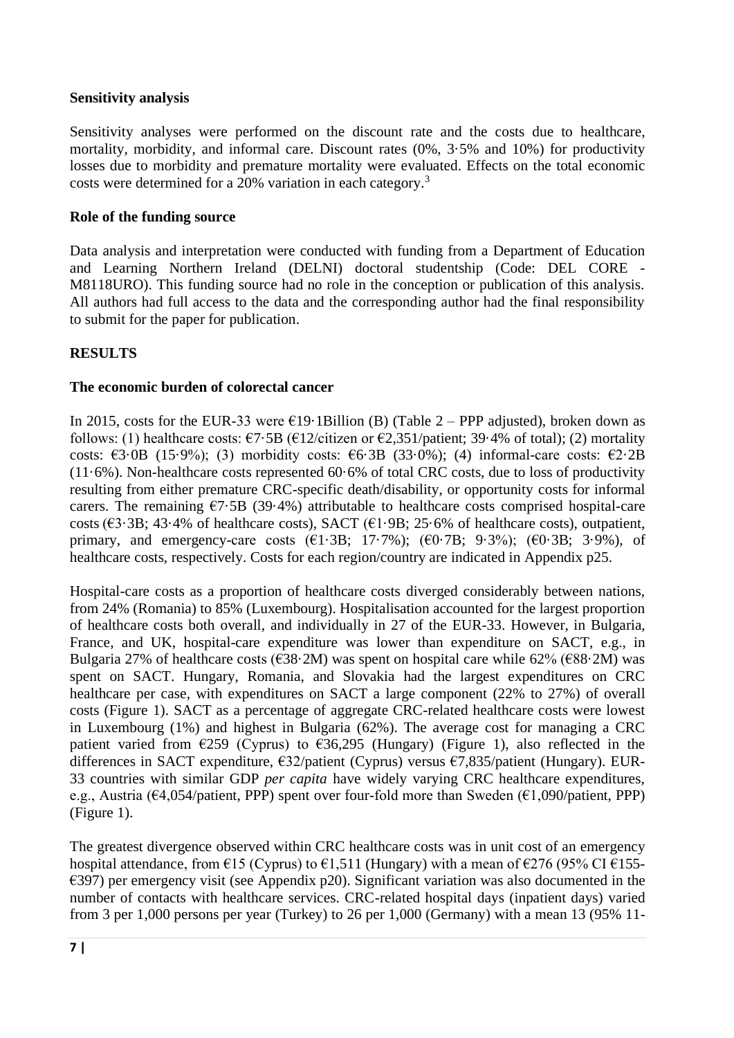### Sensitivity analysis

Sensitivity analyses were performed on the discount rate and the costs due to healthcare, mortality, morbidity, and informal care. Discount rates (0%, 3·5% and 10%) for productivity losses due to morbidity and premature mortality were evaluated. Effects on the total economic costs were determined for a 20% variation in each category.[3]

### Role of the funding source

Data analysis and interpretation were conducted with funding from a Department of Education and Learning Northern Ireland (DELNI) doctoral studentship (Code: DEL CORE - M8118URO). This funding source had no role in the conception or publication of this analysis. All authors had full access to the data and the corresponding author had the final responsibility to submit for the paper for publication.

## RESULTS

### The economic burden of colorectal cancer

In 2015, costs for the EUR-33 were €19·1Billion (B) (Table 2 – PPP adjusted), broken down as follows: (1) healthcare costs: €7·5B (€12/citizen or €2,351/patient; 39·4% of total); (2) mortality costs: €3·0B (15·9%); (3) morbidity costs: €6·3B (33·0%); (4) informal-care costs: €2·2B (11·6%). Non-healthcare costs represented 60·6% of total CRC costs, due to loss of productivity resulting from either premature CRC-specific death/disability, or opportunity costs for informal carers. The remaining €7·5B (39·4%) attributable to healthcare costs comprised hospital-care costs (€3·3B; 43·4% of healthcare costs), SACT (€1·9B; 25·6% of healthcare costs), outpatient, primary, and emergency-care costs (€1·3B; 17·7%); (€0·7B; 9·3%); (€0·3B; 3·9%), of healthcare costs, respectively. Costs for each region/country are indicated in Appendix p25.

Hospital-care costs as a proportion of healthcare costs diverged considerably between nations, from 24% (Romania) to 85% (Luxembourg). Hospitalisation accounted for the largest proportion of healthcare costs both overall, and individually in 27 of the EUR-33. However, in Bulgaria, France, and UK, hospital-care expenditure was lower than expenditure on SACT, e.g., in Bulgaria 27% of healthcare costs (€38·2M) was spent on hospital care while 62% (€88·2M) was spent on SACT. Hungary, Romania, and Slovakia had the largest expenditures on CRC healthcare per case, with expenditures on SACT a large component (22% to 27%) of overall costs (Figure 1). SACT as a percentage of aggregate CRC-related healthcare costs were lowest in Luxembourg (1%) and highest in Bulgaria (62%). The average cost for managing a CRC patient varied from €259 (Cyprus) to €36,295 (Hungary) (Figure 1), also reflected in the differences in SACT expenditure, €32/patient (Cyprus) versus €7,835/patient (Hungary). EUR-33 countries with similar GDP *per capita* have widely varying CRC healthcare expenditures, e.g., Austria (€4,054/patient, PPP) spent over four-fold more than Sweden (€1,090/patient, PPP) (Figure 1).

The greatest divergence observed within CRC healthcare costs was in unit cost of an emergency hospital attendance, from €15 (Cyprus) to €1,511 (Hungary) with a mean of €276 (95% CI €155-€397) per emergency visit (see Appendix p20). Significant variation was also documented in the number of contacts with healthcare services. CRC-related hospital days (inpatient days) varied from 3 per 1,000 persons per year (Turkey) to 26 per 1,000 (Germany) with a mean 13 (95% 11-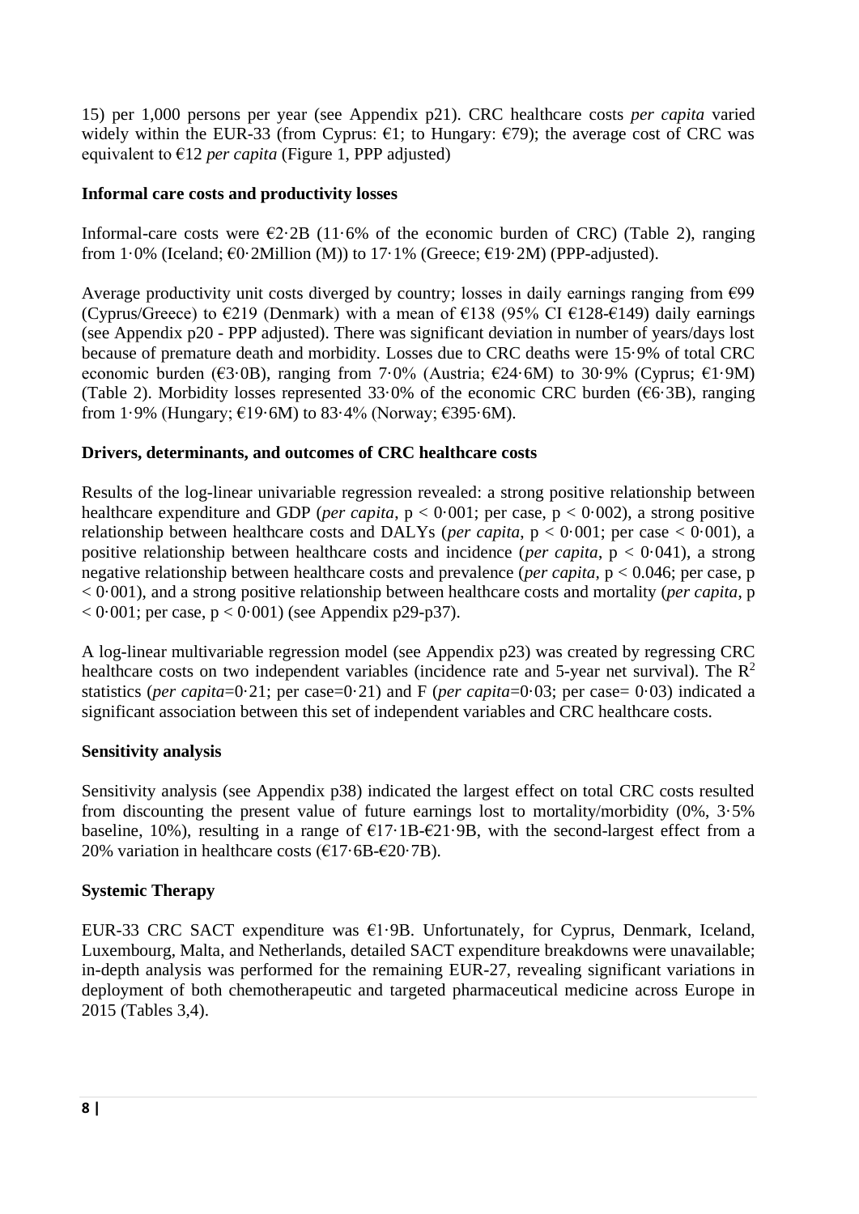15) per 1,000 persons per year (see Appendix p21). CRC healthcare costs *per capita* varied widely within the EUR-33 (from Cyprus: €1; to Hungary: €79); the average cost of CRC was equivalent to €12 *per capita* (Figure 1, PPP adjusted)

**Informal care costs and productivity losses**

Informal-care costs were €2·2B (11·6% of the economic burden of CRC) (Table 2), ranging from 1·0% (Iceland; €0·2Million (M)) to 17·1% (Greece; €19·2M) (PPP-adjusted).

Average productivity unit costs diverged by country; losses in daily earnings ranging from €99 (Cyprus/Greece) to €219 (Denmark) with a mean of €138 (95% CI €128-€149) daily earnings (see Appendix p20 - PPP adjusted). There was significant deviation in number of years/days lost because of premature death and morbidity. Losses due to CRC deaths were 15·9% of total CRC economic burden (€3·0B), ranging from 7·0% (Austria; €24·6M) to 30·9% (Cyprus; €1·9M) (Table 2). Morbidity losses represented 33·0% of the economic CRC burden (€6·3B), ranging from 1·9% (Hungary; €19·6M) to 83·4% (Norway; €395·6M).

**Drivers, determinants, and outcomes of CRC healthcare costs**

Results of the log-linear univariable regression revealed: a strong positive relationship between healthcare expenditure and GDP (*per capita*, $p < 0{\cdot}001$; per case, $p < 0{\cdot}002$), a strong positive relationship between healthcare costs and DALYs (*per capita*, $p < 0{\cdot}001$; per case $< 0{\cdot}001$), a positive relationship between healthcare costs and incidence (*per capita*, $p < 0{\cdot}041$), a strong negative relationship between healthcare costs and prevalence (*per capita*, $p < 0.046$; per case, $p < 0{\cdot}001$), and a strong positive relationship between healthcare costs and mortality (*per capita*, $p < 0{\cdot}001$; per case, $p < 0{\cdot}001$) (see Appendix p29-p37).

A log-linear multivariable regression model (see Appendix p23) was created by regressing CRC healthcare costs on two independent variables (incidence rate and 5-year net survival). The $R^2$ statistics (*per capita*=0·21; per case=0·21) and F (*per capita*=0·03; per case= 0·03) indicated a significant association between this set of independent variables and CRC healthcare costs.

**Sensitivity analysis**

Sensitivity analysis (see Appendix p38) indicated the largest effect on total CRC costs resulted from discounting the present value of future earnings lost to mortality/morbidity (0%, 3·5% baseline, 10%), resulting in a range of €17·1B-€21·9B, with the second-largest effect from a 20% variation in healthcare costs (€17·6B-€20·7B).

**Systemic Therapy**

EUR-33 CRC SACT expenditure was €1·9B. Unfortunately, for Cyprus, Denmark, Iceland, Luxembourg, Malta, and Netherlands, detailed SACT expenditure breakdowns were unavailable; in-depth analysis was performed for the remaining EUR-27, revealing significant variations in deployment of both chemotherapeutic and targeted pharmaceutical medicine across Europe in 2015 (Tables 3,4).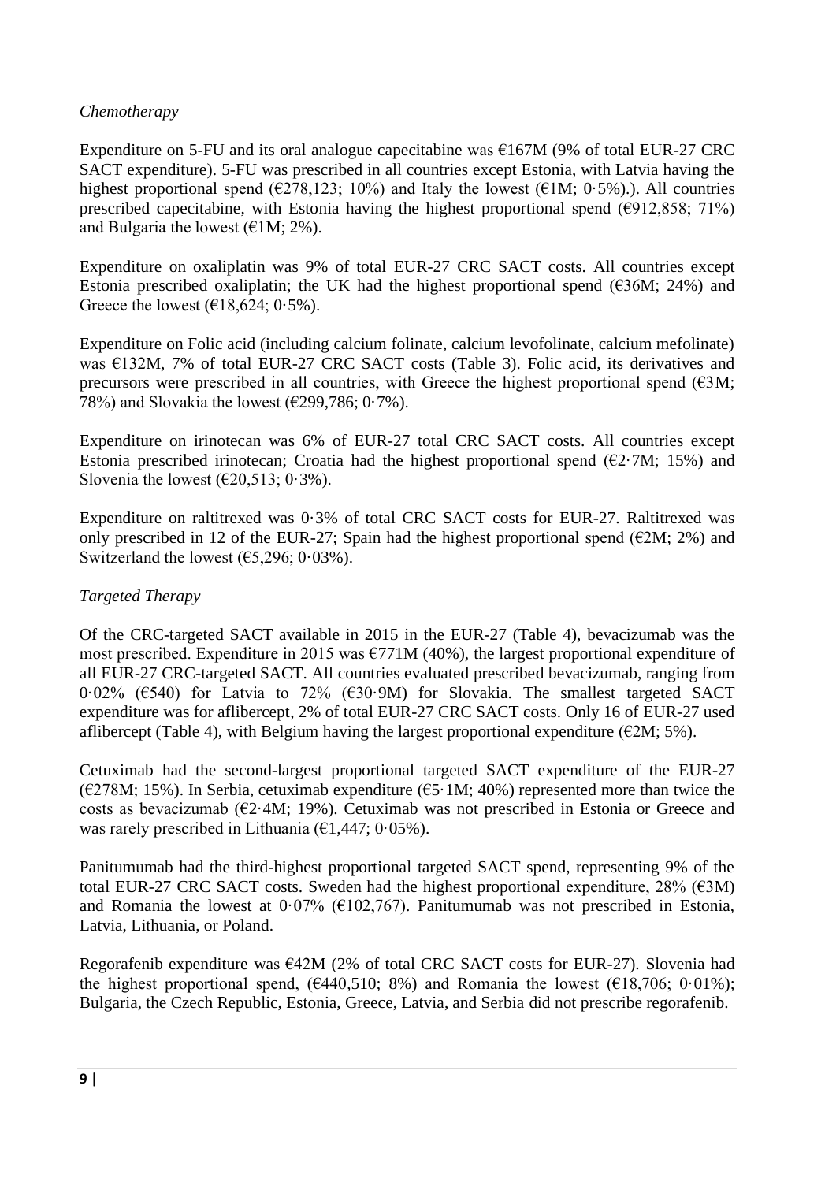*Chemotherapy*

Expenditure on 5-FU and its oral analogue capecitabine was €167M (9% of total EUR-27 CRC SACT expenditure). 5-FU was prescribed in all countries except Estonia, with Latvia having the highest proportional spend (€278,123; 10%) and Italy the lowest (€1M; 0·5%).). All countries prescribed capecitabine, with Estonia having the highest proportional spend (€912,858; 71%) and Bulgaria the lowest (€1M; 2%).

Expenditure on oxaliplatin was 9% of total EUR-27 CRC SACT costs. All countries except Estonia prescribed oxaliplatin; the UK had the highest proportional spend (€36M; 24%) and Greece the lowest (€18,624; 0·5%).

Expenditure on Folic acid (including calcium folinate, calcium levofolinate, calcium mefolinate) was €132M, 7% of total EUR-27 CRC SACT costs (Table 3). Folic acid, its derivatives and precursors were prescribed in all countries, with Greece the highest proportional spend (€3M; 78%) and Slovakia the lowest (€299,786; 0·7%).

Expenditure on irinotecan was 6% of EUR-27 total CRC SACT costs. All countries except Estonia prescribed irinotecan; Croatia had the highest proportional spend (€2·7M; 15%) and Slovenia the lowest (€20,513; 0·3%).

Expenditure on raltitrexed was 0·3% of total CRC SACT costs for EUR-27. Raltitrexed was only prescribed in 12 of the EUR-27; Spain had the highest proportional spend (€2M; 2%) and Switzerland the lowest (€5,296; 0·03%).

*Targeted Therapy*

Of the CRC-targeted SACT available in 2015 in the EUR-27 (Table 4), bevacizumab was the most prescribed. Expenditure in 2015 was €771M (40%), the largest proportional expenditure of all EUR-27 CRC-targeted SACT. All countries evaluated prescribed bevacizumab, ranging from 0·02% (€540) for Latvia to 72% (€30·9M) for Slovakia. The smallest targeted SACT expenditure was for aflibercept, 2% of total EUR-27 CRC SACT costs. Only 16 of EUR-27 used aflibercept (Table 4), with Belgium having the largest proportional expenditure (€2M; 5%).

Cetuximab had the second-largest proportional targeted SACT expenditure of the EUR-27 (€278M; 15%). In Serbia, cetuximab expenditure (€5·1M; 40%) represented more than twice the costs as bevacizumab (€2·4M; 19%). Cetuximab was not prescribed in Estonia or Greece and was rarely prescribed in Lithuania (€1,447; 0·05%).

Panitumumab had the third-highest proportional targeted SACT spend, representing 9% of the total EUR-27 CRC SACT costs. Sweden had the highest proportional expenditure, 28% (€3M) and Romania the lowest at 0·07% (€102,767). Panitumumab was not prescribed in Estonia, Latvia, Lithuania, or Poland.

Regorafenib expenditure was €42M (2% of total CRC SACT costs for EUR-27). Slovenia had the highest proportional spend, (€440,510; 8%) and Romania the lowest (€18,706; 0·01%); Bulgaria, the Czech Republic, Estonia, Greece, Latvia, and Serbia did not prescribe regorafenib.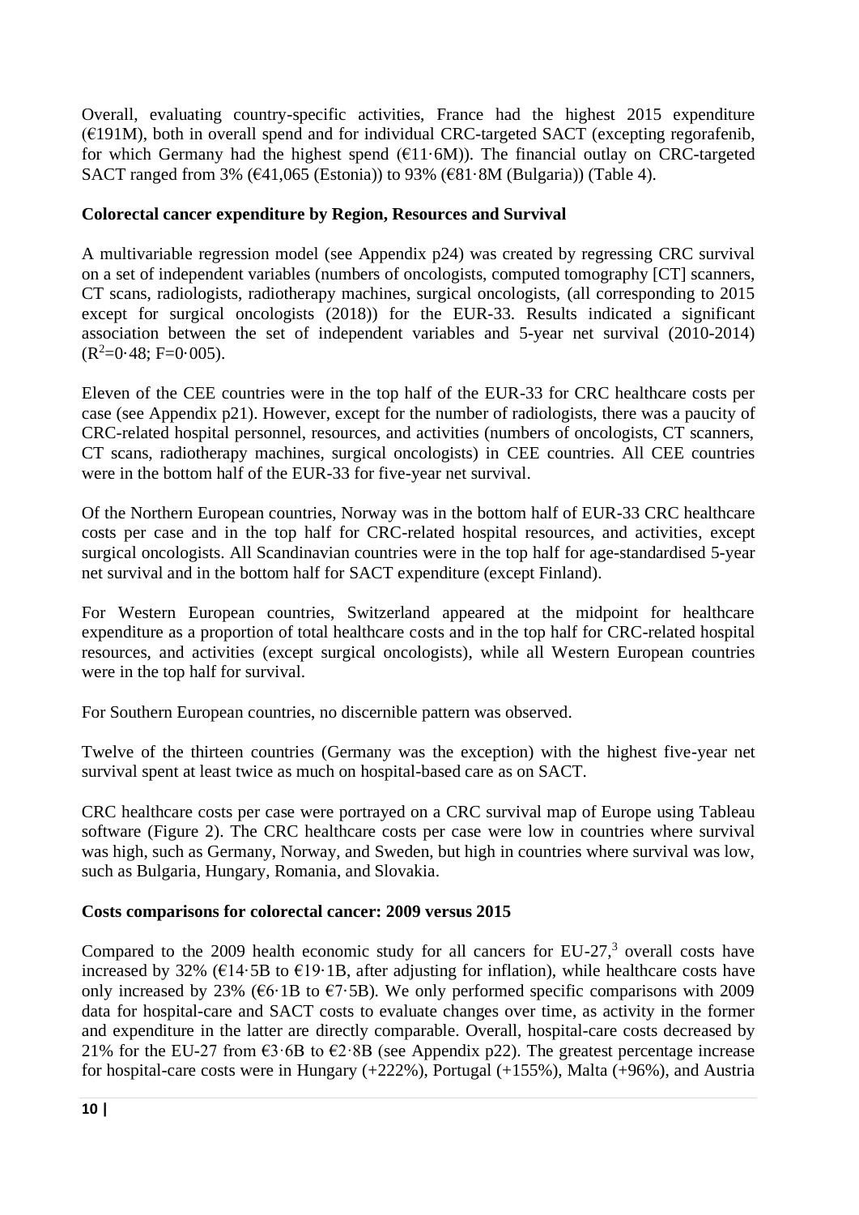Overall, evaluating country-specific activities, France had the highest 2015 expenditure (€191M), both in overall spend and for individual CRC-targeted SACT (excepting regorafenib, for which Germany had the highest spend (€11·6M)). The financial outlay on CRC-targeted SACT ranged from 3% (€41,065 (Estonia)) to 93% (€81·8M (Bulgaria)) (Table 4).

**Colorectal cancer expenditure by Region, Resources and Survival**

A multivariable regression model (see Appendix p24) was created by regressing CRC survival on a set of independent variables (numbers of oncologists, computed tomography [CT] scanners, CT scans, radiologists, radiotherapy machines, surgical oncologists, (all corresponding to 2015 except for surgical oncologists (2018)) for the EUR-33. Results indicated a significant association between the set of independent variables and 5-year net survival (2010-2014) ($R^2$=0·48; F=0·005).

Eleven of the CEE countries were in the top half of the EUR-33 for CRC healthcare costs per case (see Appendix p21). However, except for the number of radiologists, there was a paucity of CRC-related hospital personnel, resources, and activities (numbers of oncologists, CT scanners, CT scans, radiotherapy machines, surgical oncologists) in CEE countries. All CEE countries were in the bottom half of the EUR-33 for five-year net survival.

Of the Northern European countries, Norway was in the bottom half of EUR-33 CRC healthcare costs per case and in the top half for CRC-related hospital resources, and activities, except surgical oncologists. All Scandinavian countries were in the top half for age-standardised 5-year net survival and in the bottom half for SACT expenditure (except Finland).

For Western European countries, Switzerland appeared at the midpoint for healthcare expenditure as a proportion of total healthcare costs and in the top half for CRC-related hospital resources, and activities (except surgical oncologists), while all Western European countries were in the top half for survival.

For Southern European countries, no discernible pattern was observed.

Twelve of the thirteen countries (Germany was the exception) with the highest five-year net survival spent at least twice as much on hospital-based care as on SACT.

CRC healthcare costs per case were portrayed on a CRC survival map of Europe using Tableau software (Figure 2). The CRC healthcare costs per case were low in countries where survival was high, such as Germany, Norway, and Sweden, but high in countries where survival was low, such as Bulgaria, Hungary, Romania, and Slovakia.

**Costs comparisons for colorectal cancer: 2009 versus 2015**

Compared to the 2009 health economic study for all cancers for EU-27,[3] overall costs have increased by 32% (€14·5B to €19·1B, after adjusting for inflation), while healthcare costs have only increased by 23% (€6·1B to €7·5B). We only performed specific comparisons with 2009 data for hospital-care and SACT costs to evaluate changes over time, as activity in the former and expenditure in the latter are directly comparable. Overall, hospital-care costs decreased by 21% for the EU-27 from €3·6B to €2·8B (see Appendix p22). The greatest percentage increase for hospital-care costs were in Hungary (+222%), Portugal (+155%), Malta (+96%), and Austria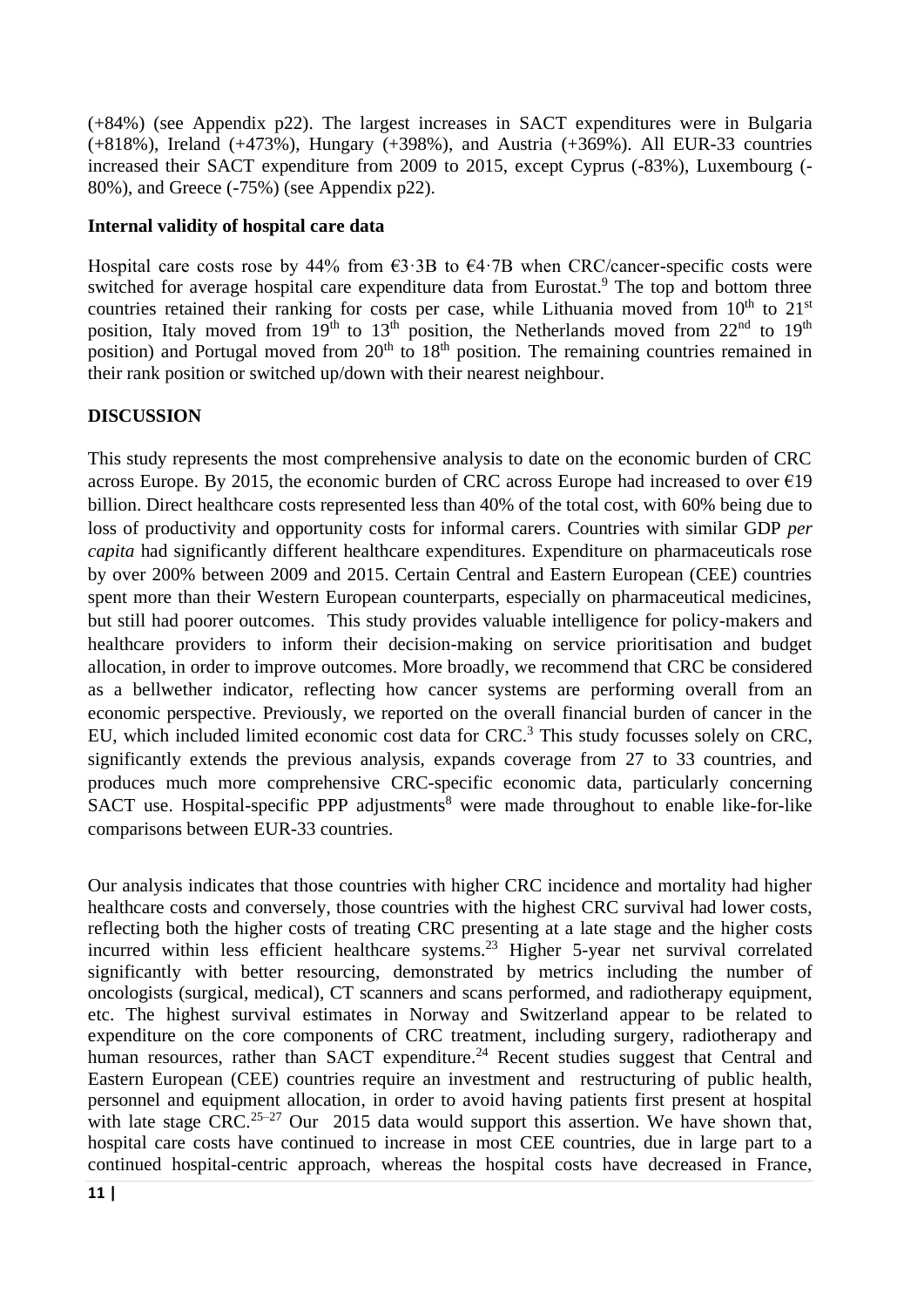(+84%) (see Appendix p22). The largest increases in SACT expenditures were in Bulgaria (+818%), Ireland (+473%), Hungary (+398%), and Austria (+369%). All EUR-33 countries increased their SACT expenditure from 2009 to 2015, except Cyprus (-83%), Luxembourg (-80%), and Greece (-75%) (see Appendix p22).

**Internal validity of hospital care data**

Hospital care costs rose by 44% from €3·3B to €4·7B when CRC/cancer-specific costs were switched for average hospital care expenditure data from Eurostat.[9] The top and bottom three countries retained their ranking for costs per case, while Lithuania moved from 10th to 21st position, Italy moved from 19th to 13th position, the Netherlands moved from 22nd to 19th position) and Portugal moved from 20th to 18th position. The remaining countries remained in their rank position or switched up/down with their nearest neighbour.

## DISCUSSION

This study represents the most comprehensive analysis to date on the economic burden of CRC across Europe. By 2015, the economic burden of CRC across Europe had increased to over €19 billion. Direct healthcare costs represented less than 40% of the total cost, with 60% being due to loss of productivity and opportunity costs for informal carers. Countries with similar GDP *per capita* had significantly different healthcare expenditures. Expenditure on pharmaceuticals rose by over 200% between 2009 and 2015. Certain Central and Eastern European (CEE) countries spent more than their Western European counterparts, especially on pharmaceutical medicines, but still had poorer outcomes. This study provides valuable intelligence for policy-makers and healthcare providers to inform their decision-making on service prioritisation and budget allocation, in order to improve outcomes. More broadly, we recommend that CRC be considered as a bellwether indicator, reflecting how cancer systems are performing overall from an economic perspective. Previously, we reported on the overall financial burden of cancer in the EU, which included limited economic cost data for CRC.[3] This study focusses solely on CRC, significantly extends the previous analysis, expands coverage from 27 to 33 countries, and produces much more comprehensive CRC-specific economic data, particularly concerning SACT use. Hospital-specific PPP adjustments[8] were made throughout to enable like-for-like comparisons between EUR-33 countries.

Our analysis indicates that those countries with higher CRC incidence and mortality had higher healthcare costs and conversely, those countries with the highest CRC survival had lower costs, reflecting both the higher costs of treating CRC presenting at a late stage and the higher costs incurred within less efficient healthcare systems.[23] Higher 5-year net survival correlated significantly with better resourcing, demonstrated by metrics including the number of oncologists (surgical, medical), CT scanners and scans performed, and radiotherapy equipment, etc. The highest survival estimates in Norway and Switzerland appear to be related to expenditure on the core components of CRC treatment, including surgery, radiotherapy and human resources, rather than SACT expenditure.[24] Recent studies suggest that Central and Eastern European (CEE) countries require an investment and restructuring of public health, personnel and equipment allocation, in order to avoid having patients first present at hospital with late stage CRC.[25–27] Our 2015 data would support this assertion. We have shown that, hospital care costs have continued to increase in most CEE countries, due in large part to a continued hospital-centric approach, whereas the hospital costs have decreased in France,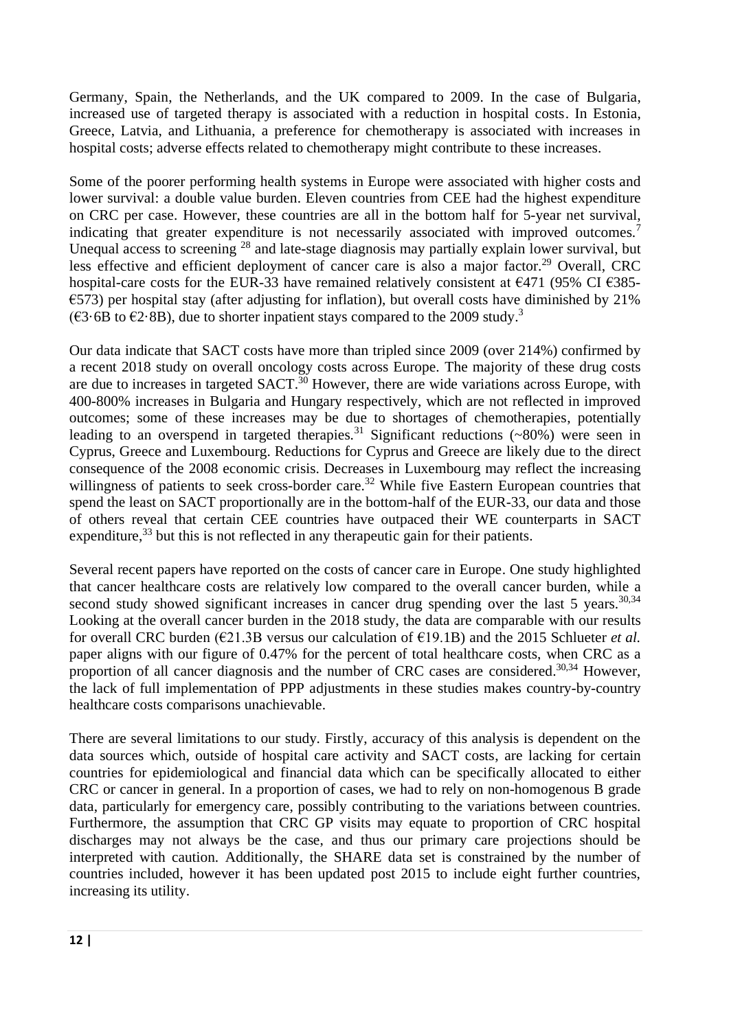Germany, Spain, the Netherlands, and the UK compared to 2009. In the case of Bulgaria, increased use of targeted therapy is associated with a reduction in hospital costs. In Estonia, Greece, Latvia, and Lithuania, a preference for chemotherapy is associated with increases in hospital costs; adverse effects related to chemotherapy might contribute to these increases.

Some of the poorer performing health systems in Europe were associated with higher costs and lower survival: a double value burden. Eleven countries from CEE had the highest expenditure on CRC per case. However, these countries are all in the bottom half for 5-year net survival, indicating that greater expenditure is not necessarily associated with improved outcomes.[7] Unequal access to screening [28] and late-stage diagnosis may partially explain lower survival, but less effective and efficient deployment of cancer care is also a major factor.[29] Overall, CRC hospital-care costs for the EUR-33 have remained relatively consistent at €471 (95% CI €385-€573) per hospital stay (after adjusting for inflation), but overall costs have diminished by 21% (€3·6B to €2·8B), due to shorter inpatient stays compared to the 2009 study.[3]

Our data indicate that SACT costs have more than tripled since 2009 (over 214%) confirmed by a recent 2018 study on overall oncology costs across Europe. The majority of these drug costs are due to increases in targeted SACT.[30] However, there are wide variations across Europe, with 400-800% increases in Bulgaria and Hungary respectively, which are not reflected in improved outcomes; some of these increases may be due to shortages of chemotherapies, potentially leading to an overspend in targeted therapies.[31] Significant reductions (~80%) were seen in Cyprus, Greece and Luxembourg. Reductions for Cyprus and Greece are likely due to the direct consequence of the 2008 economic crisis. Decreases in Luxembourg may reflect the increasing willingness of patients to seek cross-border care.[32] While five Eastern European countries that spend the least on SACT proportionally are in the bottom-half of the EUR-33, our data and those of others reveal that certain CEE countries have outpaced their WE counterparts in SACT expenditure,[33] but this is not reflected in any therapeutic gain for their patients.

Several recent papers have reported on the costs of cancer care in Europe. One study highlighted that cancer healthcare costs are relatively low compared to the overall cancer burden, while a second study showed significant increases in cancer drug spending over the last 5 years.[30,34] Looking at the overall cancer burden in the 2018 study, the data are comparable with our results for overall CRC burden (€21.3B versus our calculation of €19.1B) and the 2015 Schlueter *et al.* paper aligns with our figure of 0.47% for the percent of total healthcare costs, when CRC as a proportion of all cancer diagnosis and the number of CRC cases are considered.[30,34] However, the lack of full implementation of PPP adjustments in these studies makes country-by-country healthcare costs comparisons unachievable.

There are several limitations to our study. Firstly, accuracy of this analysis is dependent on the data sources which, outside of hospital care activity and SACT costs, are lacking for certain countries for epidemiological and financial data which can be specifically allocated to either CRC or cancer in general. In a proportion of cases, we had to rely on non-homogenous B grade data, particularly for emergency care, possibly contributing to the variations between countries. Furthermore, the assumption that CRC GP visits may equate to proportion of CRC hospital discharges may not always be the case, and thus our primary care projections should be interpreted with caution. Additionally, the SHARE data set is constrained by the number of countries included, however it has been updated post 2015 to include eight further countries, increasing its utility.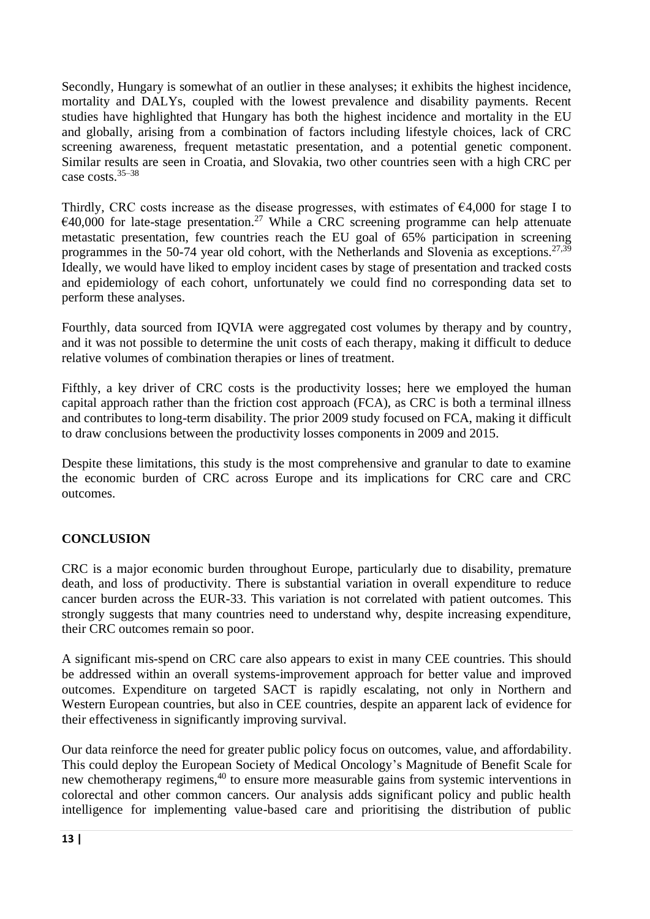Secondly, Hungary is somewhat of an outlier in these analyses; it exhibits the highest incidence, mortality and DALYs, coupled with the lowest prevalence and disability payments. Recent studies have highlighted that Hungary has both the highest incidence and mortality in the EU and globally, arising from a combination of factors including lifestyle choices, lack of CRC screening awareness, frequent metastatic presentation, and a potential genetic component. Similar results are seen in Croatia, and Slovakia, two other countries seen with a high CRC per case costs.[35–38]

Thirdly, CRC costs increase as the disease progresses, with estimates of €4,000 for stage I to €40,000 for late-stage presentation.[27] While a CRC screening programme can help attenuate metastatic presentation, few countries reach the EU goal of 65% participation in screening programmes in the 50-74 year old cohort, with the Netherlands and Slovenia as exceptions.[27,39] Ideally, we would have liked to employ incident cases by stage of presentation and tracked costs and epidemiology of each cohort, unfortunately we could find no corresponding data set to perform these analyses.

Fourthly, data sourced from IQVIA were aggregated cost volumes by therapy and by country, and it was not possible to determine the unit costs of each therapy, making it difficult to deduce relative volumes of combination therapies or lines of treatment.

Fifthly, a key driver of CRC costs is the productivity losses; here we employed the human capital approach rather than the friction cost approach (FCA), as CRC is both a terminal illness and contributes to long-term disability. The prior 2009 study focused on FCA, making it difficult to draw conclusions between the productivity losses components in 2009 and 2015.

Despite these limitations, this study is the most comprehensive and granular to date to examine the economic burden of CRC across Europe and its implications for CRC care and CRC outcomes.

## CONCLUSION

CRC is a major economic burden throughout Europe, particularly due to disability, premature death, and loss of productivity. There is substantial variation in overall expenditure to reduce cancer burden across the EUR-33. This variation is not correlated with patient outcomes. This strongly suggests that many countries need to understand why, despite increasing expenditure, their CRC outcomes remain so poor.

A significant mis-spend on CRC care also appears to exist in many CEE countries. This should be addressed within an overall systems-improvement approach for better value and improved outcomes. Expenditure on targeted SACT is rapidly escalating, not only in Northern and Western European countries, but also in CEE countries, despite an apparent lack of evidence for their effectiveness in significantly improving survival.

Our data reinforce the need for greater public policy focus on outcomes, value, and affordability. This could deploy the European Society of Medical Oncology's Magnitude of Benefit Scale for new chemotherapy regimens,[40] to ensure more measurable gains from systemic interventions in colorectal and other common cancers. Our analysis adds significant policy and public health intelligence for implementing value-based care and prioritising the distribution of public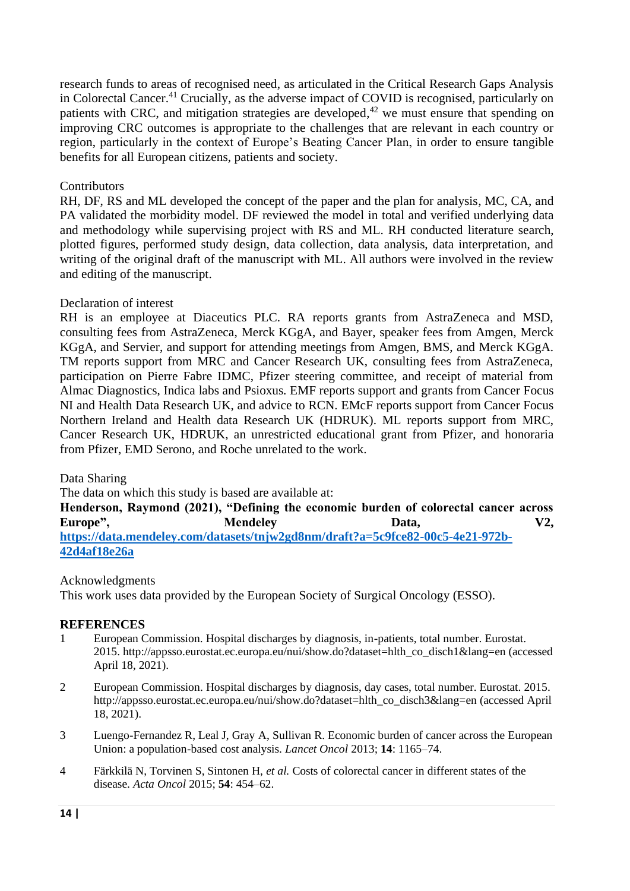research funds to areas of recognised need, as articulated in the Critical Research Gaps Analysis in Colorectal Cancer.[41] Crucially, as the adverse impact of COVID is recognised, particularly on patients with CRC, and mitigation strategies are developed,[42] we must ensure that spending on improving CRC outcomes is appropriate to the challenges that are relevant in each country or region, particularly in the context of Europe's Beating Cancer Plan, in order to ensure tangible benefits for all European citizens, patients and society.

Contributors

RH, DF, RS and ML developed the concept of the paper and the plan for analysis, MC, CA, and PA validated the morbidity model. DF reviewed the model in total and verified underlying data and methodology while supervising project with RS and ML. RH conducted literature search, plotted figures, performed study design, data collection, data analysis, data interpretation, and writing of the original draft of the manuscript with ML. All authors were involved in the review and editing of the manuscript.

Declaration of interest

RH is an employee at Diaceutics PLC. RA reports grants from AstraZeneca and MSD, consulting fees from AstraZeneca, Merck KGgA, and Bayer, speaker fees from Amgen, Merck KGgA, and Servier, and support for attending meetings from Amgen, BMS, and Merck KGgA. TM reports support from MRC and Cancer Research UK, consulting fees from AstraZeneca, participation on Pierre Fabre IDMC, Pfizer steering committee, and receipt of material from Almac Diagnostics, Indica labs and Psioxus. EMF reports support and grants from Cancer Focus NI and Health Data Research UK, and advice to RCN. EMcF reports support from Cancer Focus Northern Ireland and Health data Research UK (HDRUK). ML reports support from MRC, Cancer Research UK, HDRUK, an unrestricted educational grant from Pfizer, and honoraria from Pfizer, EMD Serono, and Roche unrelated to the work.

Data Sharing

The data on which this study is based are available at:

**Henderson, Raymond (2021), "Defining the economic burden of colorectal cancer across Europe", Mendeley Data, V2, [https://data.mendeley.com/datasets/tnjw2gd8nm/draft?a=5c9fce82-00c5-4e21-972b-42d4af18e26a](https://data.mendeley.com/datasets/tnjw2gd8nm/draft?a=5c9fce82-00c5-4e21-972b-42d4af18e26a)**

Acknowledgments

This work uses data provided by the European Society of Surgical Oncology (ESSO).

## REFERENCES

1. European Commission. Hospital discharges by diagnosis, in-patients, total number. Eurostat. 2015. http://appsso.eurostat.ec.europa.eu/nui/show.do?dataset=hlth_co_disch1&lang=en (accessed April 18, 2021).

2. European Commission. Hospital discharges by diagnosis, day cases, total number. Eurostat. 2015. http://appsso.eurostat.ec.europa.eu/nui/show.do?dataset=hlth_co_disch3&lang=en (accessed April 18, 2021).

3. Luengo-Fernandez R, Leal J, Gray A, Sullivan R. Economic burden of cancer across the European Union: a population-based cost analysis. *Lancet Oncol* 2013; **14**: 1165–74.

4. Färkkilä N, Torvinen S, Sintonen H, *et al.* Costs of colorectal cancer in different states of the disease. *Acta Oncol* 2015; **54**: 454–62.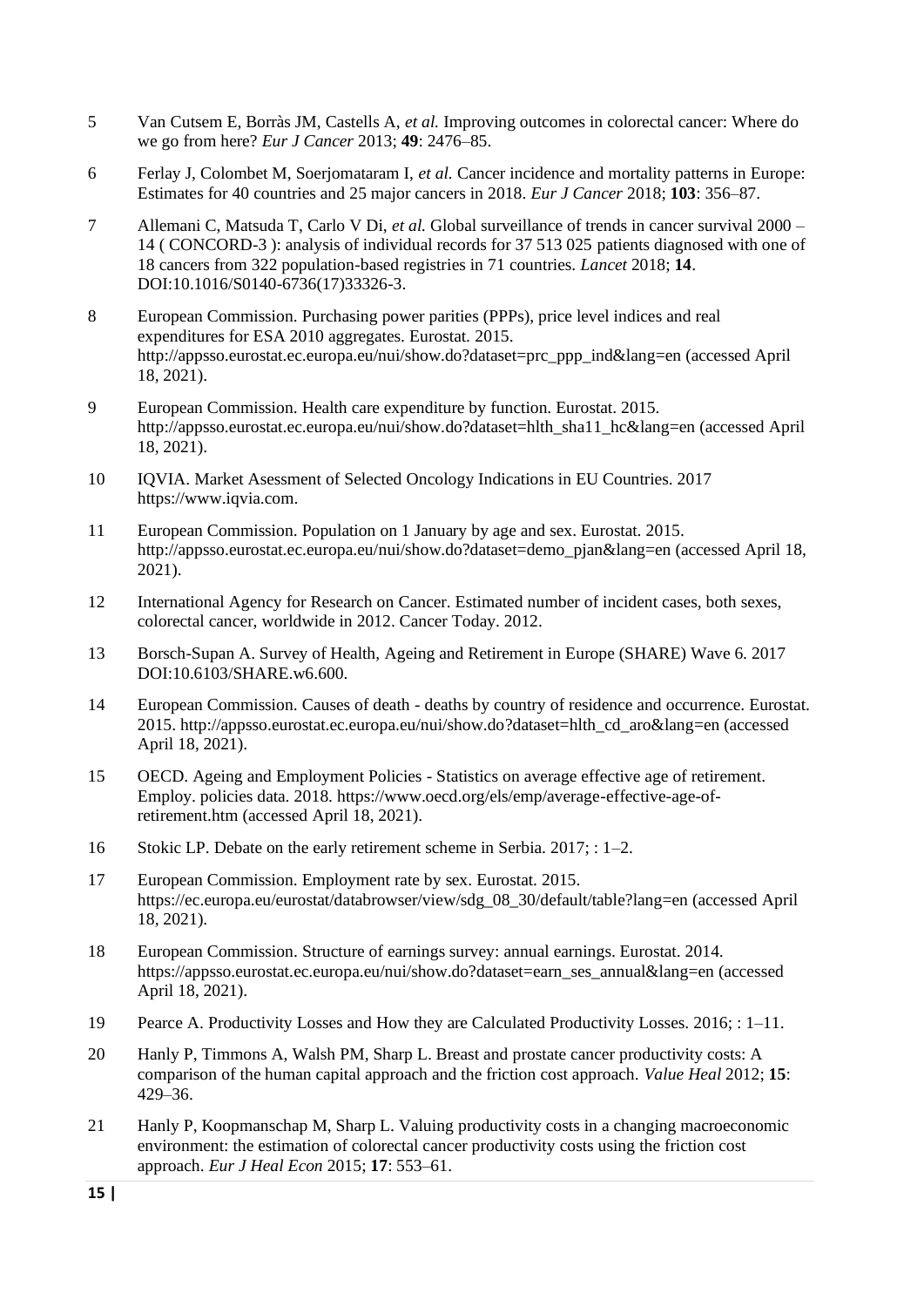5 Van Cutsem E, Borràs JM, Castells A, *et al.* Improving outcomes in colorectal cancer: Where do we go from here? *Eur J Cancer* 2013; **49**: 2476–85.

6 Ferlay J, Colombet M, Soerjomataram I, *et al.* Cancer incidence and mortality patterns in Europe: Estimates for 40 countries and 25 major cancers in 2018. *Eur J Cancer* 2018; **103**: 356–87.

7 Allemani C, Matsuda T, Carlo V Di, *et al.* Global surveillance of trends in cancer survival 2000 – 14 ( CONCORD-3 ): analysis of individual records for 37 513 025 patients diagnosed with one of 18 cancers from 322 population-based registries in 71 countries. *Lancet* 2018; **14**. DOI:10.1016/S0140-6736(17)33326-3.

8 European Commission. Purchasing power parities (PPPs), price level indices and real expenditures for ESA 2010 aggregates. Eurostat. 2015. http://appsso.eurostat.ec.europa.eu/nui/show.do?dataset=prc_ppp_ind&lang=en (accessed April 18, 2021).

9 European Commission. Health care expenditure by function. Eurostat. 2015. http://appsso.eurostat.ec.europa.eu/nui/show.do?dataset=hlth_sha11_hc&lang=en (accessed April 18, 2021).

10 IQVIA. Market Asessment of Selected Oncology Indications in EU Countries. 2017 https://www.iqvia.com.

11 European Commission. Population on 1 January by age and sex. Eurostat. 2015. http://appsso.eurostat.ec.europa.eu/nui/show.do?dataset=demo_pjan&lang=en (accessed April 18, 2021).

12 International Agency for Research on Cancer. Estimated number of incident cases, both sexes, colorectal cancer, worldwide in 2012. Cancer Today. 2012.

13 Borsch-Supan A. Survey of Health, Ageing and Retirement in Europe (SHARE) Wave 6. 2017 DOI:10.6103/SHARE.w6.600.

14 European Commission. Causes of death - deaths by country of residence and occurrence. Eurostat. 2015. http://appsso.eurostat.ec.europa.eu/nui/show.do?dataset=hlth_cd_aro&lang=en (accessed April 18, 2021).

15 OECD. Ageing and Employment Policies - Statistics on average effective age of retirement. Employ. policies data. 2018. https://www.oecd.org/els/emp/average-effective-age-of-retirement.htm (accessed April 18, 2021).

16 Stokic LP. Debate on the early retirement scheme in Serbia. 2017; : 1–2.

17 European Commission. Employment rate by sex. Eurostat. 2015. https://ec.europa.eu/eurostat/databrowser/view/sdg_08_30/default/table?lang=en (accessed April 18, 2021).

18 European Commission. Structure of earnings survey: annual earnings. Eurostat. 2014. https://appsso.eurostat.ec.europa.eu/nui/show.do?dataset=earn_ses_annual&lang=en (accessed April 18, 2021).

19 Pearce A. Productivity Losses and How they are Calculated Productivity Losses. 2016; : 1–11.

20 Hanly P, Timmons A, Walsh PM, Sharp L. Breast and prostate cancer productivity costs: A comparison of the human capital approach and the friction cost approach. *Value Heal* 2012; **15**: 429–36.

21 Hanly P, Koopmanschap M, Sharp L. Valuing productivity costs in a changing macroeconomic environment: the estimation of colorectal cancer productivity costs using the friction cost approach. *Eur J Heal Econ* 2015; **17**: 553–61.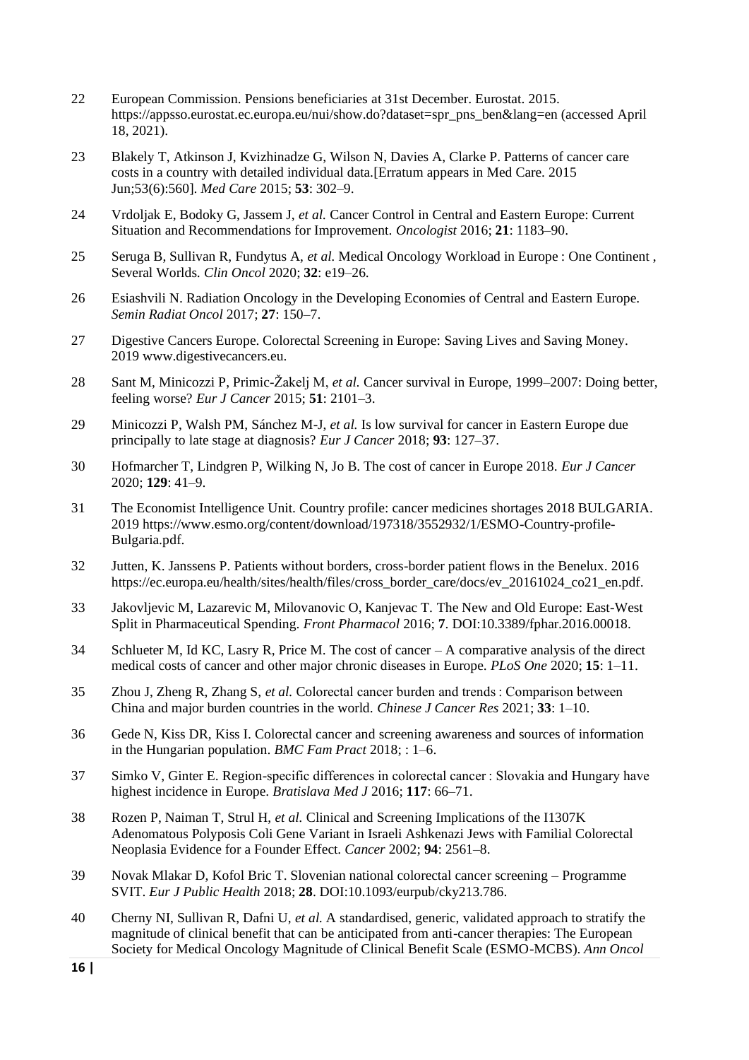22 European Commission. Pensions beneficiaries at 31st December. Eurostat. 2015. https://appsso.eurostat.ec.europa.eu/nui/show.do?dataset=spr_pns_ben&lang=en (accessed April 18, 2021).

23 Blakely T, Atkinson J, Kvizhinadze G, Wilson N, Davies A, Clarke P. Patterns of cancer care costs in a country with detailed individual data.[Erratum appears in Med Care. 2015 Jun;53(6):560]. *Med Care* 2015; **53**: 302–9.

24 Vrdoljak E, Bodoky G, Jassem J, *et al.* Cancer Control in Central and Eastern Europe: Current Situation and Recommendations for Improvement. *Oncologist* 2016; **21**: 1183–90.

25 Seruga B, Sullivan R, Fundytus A, *et al.* Medical Oncology Workload in Europe : One Continent , Several Worlds. *Clin Oncol* 2020; **32**: e19–26.

26 Esiashvili N. Radiation Oncology in the Developing Economies of Central and Eastern Europe. *Semin Radiat Oncol* 2017; **27**: 150–7.

27 Digestive Cancers Europe. Colorectal Screening in Europe: Saving Lives and Saving Money. 2019 www.digestivecancers.eu.

28 Sant M, Minicozzi P, Primic-Žakelj M, *et al.* Cancer survival in Europe, 1999–2007: Doing better, feeling worse? *Eur J Cancer* 2015; **51**: 2101–3.

29 Minicozzi P, Walsh PM, Sánchez M-J, *et al.* Is low survival for cancer in Eastern Europe due principally to late stage at diagnosis? *Eur J Cancer* 2018; **93**: 127–37.

30 Hofmarcher T, Lindgren P, Wilking N, Jo B. The cost of cancer in Europe 2018. *Eur J Cancer* 2020; **129**: 41–9.

31 The Economist Intelligence Unit. Country profile: cancer medicines shortages 2018 BULGARIA. 2019 https://www.esmo.org/content/download/197318/3552932/1/ESMO-Country-profile-Bulgaria.pdf.

32 Jutten, K. Janssens P. Patients without borders, cross-border patient flows in the Benelux. 2016 https://ec.europa.eu/health/sites/health/files/cross_border_care/docs/ev_20161024_co21_en.pdf.

33 Jakovljevic M, Lazarevic M, Milovanovic O, Kanjevac T. The New and Old Europe: East-West Split in Pharmaceutical Spending. *Front Pharmacol* 2016; **7**. DOI:10.3389/fphar.2016.00018.

34 Schlueter M, Id KC, Lasry R, Price M. The cost of cancer – A comparative analysis of the direct medical costs of cancer and other major chronic diseases in Europe. *PLoS One* 2020; **15**: 1–11.

35 Zhou J, Zheng R, Zhang S, *et al.* Colorectal cancer burden and trends : Comparison between China and major burden countries in the world. *Chinese J Cancer Res* 2021; **33**: 1–10.

36 Gede N, Kiss DR, Kiss I. Colorectal cancer and screening awareness and sources of information in the Hungarian population. *BMC Fam Pract* 2018; : 1–6.

37 Simko V, Ginter E. Region-specific differences in colorectal cancer : Slovakia and Hungary have highest incidence in Europe. *Bratislava Med J* 2016; **117**: 66–71.

38 Rozen P, Naiman T, Strul H, *et al.* Clinical and Screening Implications of the I1307K Adenomatous Polyposis Coli Gene Variant in Israeli Ashkenazi Jews with Familial Colorectal Neoplasia Evidence for a Founder Effect. *Cancer* 2002; **94**: 2561–8.

39 Novak Mlakar D, Kofol Bric T. Slovenian national colorectal cancer screening – Programme SVIT. *Eur J Public Health* 2018; **28**. DOI:10.1093/eurpub/cky213.786.

40 Cherny NI, Sullivan R, Dafni U, *et al.* A standardised, generic, validated approach to stratify the magnitude of clinical benefit that can be anticipated from anti-cancer therapies: The European Society for Medical Oncology Magnitude of Clinical Benefit Scale (ESMO-MCBS). *Ann Oncol*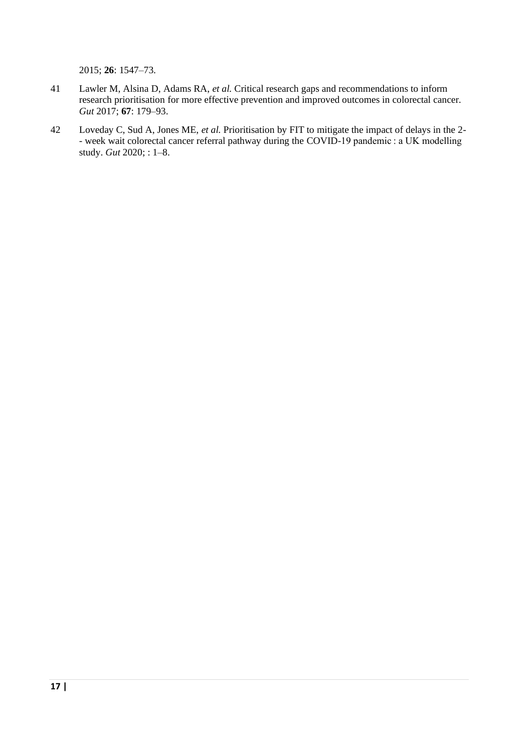2015; **26**: 1547–73.

41 Lawler M, Alsina D, Adams RA, *et al.* Critical research gaps and recommendations to inform research prioritisation for more effective prevention and improved outcomes in colorectal cancer. *Gut* 2017; **67**: 179–93.

42 Loveday C, Sud A, Jones ME, *et al.* Prioritisation by FIT to mitigate the impact of delays in the 2-- week wait colorectal cancer referral pathway during the COVID-19 pandemic : a UK modelling study. *Gut* 2020; : 1–8.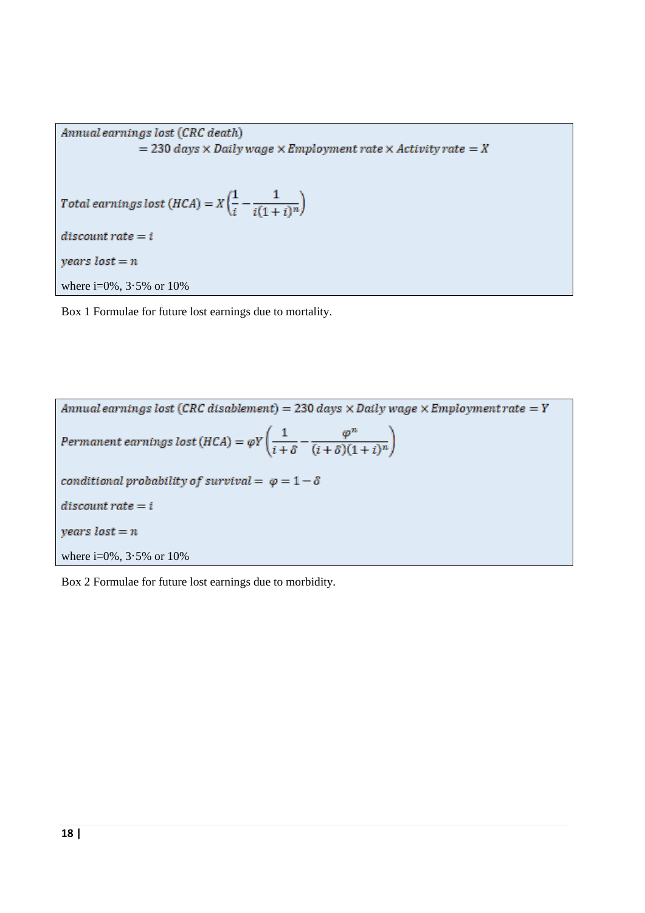$$\text{Annual earnings lost (CRC death)} = 230\ \text{days} \times \text{Daily wage} \times \text{Employment rate} \times \text{Activity rate} = X$$

$$\text{Total earnings lost (HCA)} = X\left(\frac{1}{i} - \frac{1}{i(1+i)^n}\right)$$

$\text{discount rate} = i$

$\text{years lost} = n$

where i=0%, 3·5% or 10%

Box 1 Formulae for future lost earnings due to mortality.

$$\text{Annual earnings lost (CRC disablement)} = 230\ \text{days} \times \text{Daily wage} \times \text{Employment rate} = Y$$

$$\text{Permanent earnings lost (HCA)} = \varphi Y\left(\frac{1}{i+\delta} - \frac{\varphi^n}{(i+\delta)(1+i)^n}\right)$$

$\text{conditional probability of survival} = \varphi = 1 - \delta$

$\text{discount rate} = i$

$\text{years lost} = n$

where i=0%, 3·5% or 10%

Box 2 Formulae for future lost earnings due to morbidity.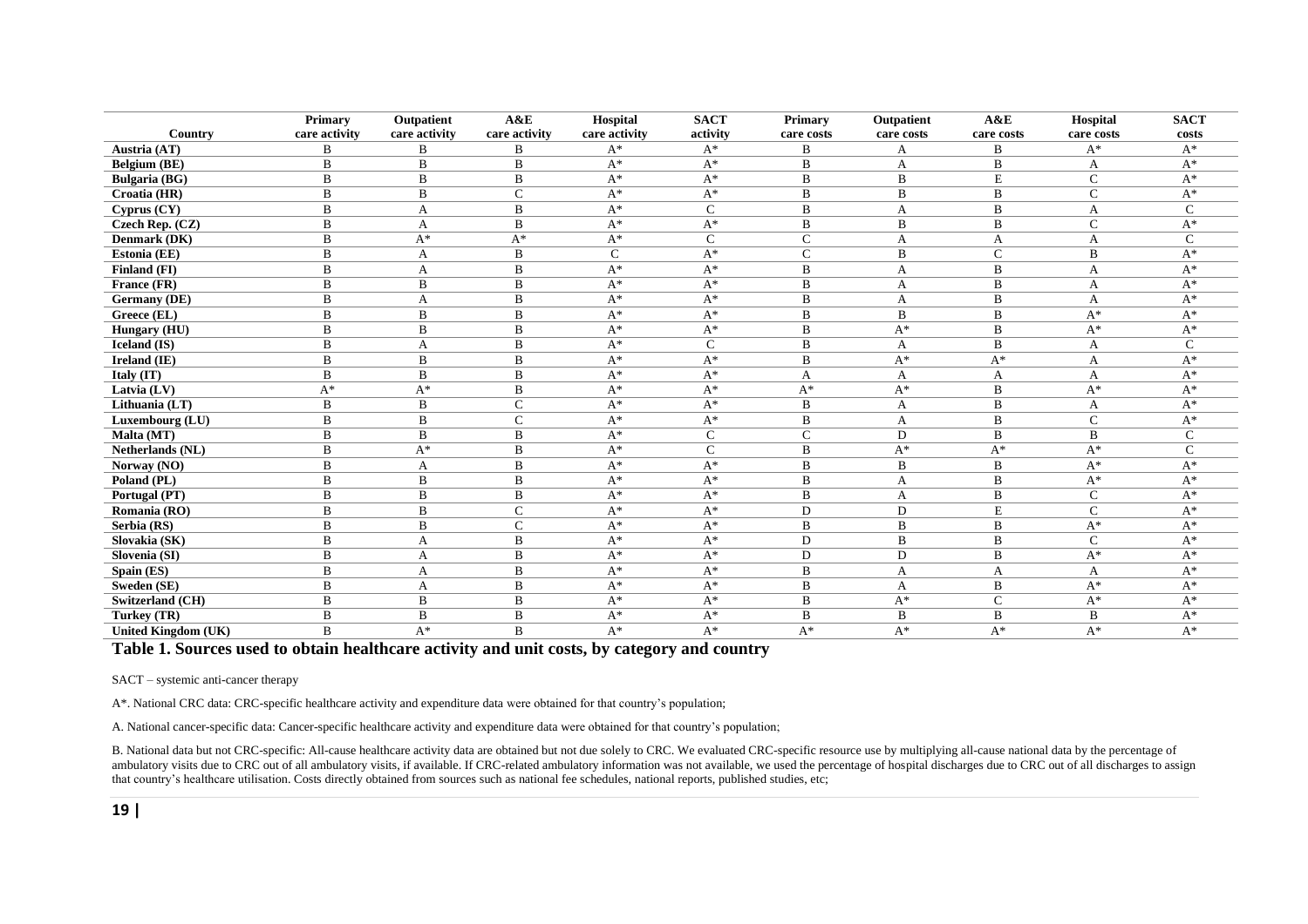| Country | Primary care activity | Outpatient care activity | A&E care activity | Hospital care activity | SACT activity | Primary care costs | Outpatient care costs | A&E care costs | Hospital care costs | SACT costs |
|---|---|---|---|---|---|---|---|---|---|---|
| **Austria (AT)** | B | B | B | A* | A* | B | A | B | A* | A* |
| **Belgium (BE)** | B | B | B | A* | A* | B | A | B | A | A* |
| **Bulgaria (BG)** | B | B | B | A* | A* | B | B | E | C | A* |
| **Croatia (HR)** | B | B | C | A* | A* | B | B | B | C | A* |
| **Cyprus (CY)** | B | A | B | A* | C | B | A | B | A | C |
| **Czech Rep. (CZ)** | B | A | B | A* | A* | B | B | B | C | A* |
| **Denmark (DK)** | B | A* | A* | A* | C | C | A | A | A | C |
| **Estonia (EE)** | B | A | B | C | A* | C | B | C | B | A* |
| **Finland (FI)** | B | A | B | A* | A* | B | A | B | A | A* |
| **France (FR)** | B | B | B | A* | A* | B | A | B | A | A* |
| **Germany (DE)** | B | A | B | A* | A* | B | A | B | A | A* |
| **Greece (EL)** | B | B | B | A* | A* | B | B | B | A* | A* |
| **Hungary (HU)** | B | B | B | A* | A* | B | A* | B | A* | A* |
| **Iceland (IS)** | B | A | B | A* | C | B | A | B | A | C |
| **Ireland (IE)** | B | B | B | A* | A* | B | A* | A* | A | A* |
| **Italy (IT)** | B | B | B | A* | A* | A | A | A | A | A* |
| **Latvia (LV)** | A* | A* | B | A* | A* | A* | A* | B | A* | A* |
| **Lithuania (LT)** | B | B | C | A* | A* | B | A | B | A | A* |
| **Luxembourg (LU)** | B | B | C | A* | A* | B | A | B | C | A* |
| **Malta (MT)** | B | B | B | A* | C | C | D | B | B | C |
| **Netherlands (NL)** | B | A* | B | A* | C | B | A* | A* | A* | C |
| **Norway (NO)** | B | A | B | A* | A* | B | B | B | A* | A* |
| **Poland (PL)** | B | B | B | A* | A* | B | A | B | A* | A* |
| **Portugal (PT)** | B | B | B | A* | A* | B | A | B | C | A* |
| **Romania (RO)** | B | B | C | A* | A* | D | D | E | C | A* |
| **Serbia (RS)** | B | B | C | A* | A* | B | B | B | A* | A* |
| **Slovakia (SK)** | B | A | B | A* | A* | D | B | B | C | A* |
| **Slovenia (SI)** | B | A | B | A* | A* | D | D | B | A* | A* |
| **Spain (ES)** | B | A | B | A* | A* | B | A | A | A | A* |
| **Sweden (SE)** | B | A | B | A* | A* | B | A | B | A* | A* |
| **Switzerland (CH)** | B | B | B | A* | A* | B | A* | C | A* | A* |
| **Turkey (TR)** | B | B | B | A* | A* | B | B | B | B | A* |
| **United Kingdom (UK)** | B | A* | B | A* | A* | A* | A* | A* | A* | A* |

**Table 1. Sources used to obtain healthcare activity and unit costs, by category and country**

SACT – systemic anti-cancer therapy

A*. National CRC data: CRC-specific healthcare activity and expenditure data were obtained for that country's population;

A. National cancer-specific data: Cancer-specific healthcare activity and expenditure data were obtained for that country's population;

B. National data but not CRC-specific: All-cause healthcare activity data are obtained but not due solely to CRC. We evaluated CRC-specific resource use by multiplying all-cause national data by the percentage of ambulatory visits due to CRC out of all ambulatory visits, if available. If CRC-related ambulatory information was not available, we used the percentage of hospital discharges due to CRC out of all discharges to assign that country's healthcare utilisation. Costs directly obtained from sources such as national fee schedules, national reports, published studies, etc;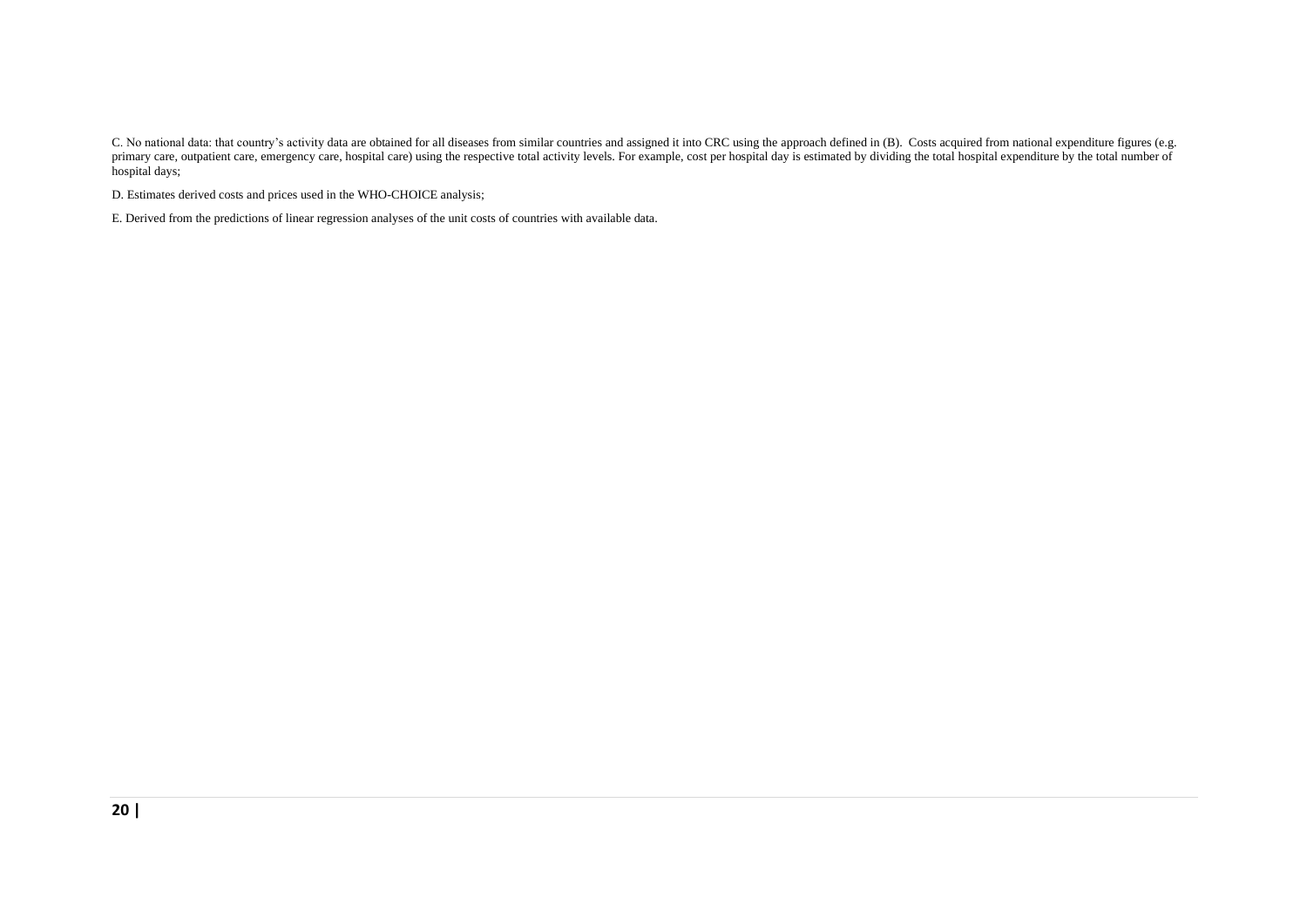C. No national data: that country's activity data are obtained for all diseases from similar countries and assigned it into CRC using the approach defined in (B). Costs acquired from national expenditure figures (e.g. primary care, outpatient care, emergency care, hospital care) using the respective total activity levels. For example, cost per hospital day is estimated by dividing the total hospital expenditure by the total number of hospital days;

D. Estimates derived costs and prices used in the WHO-CHOICE analysis;

E. Derived from the predictions of linear regression analyses of the unit costs of countries with available data.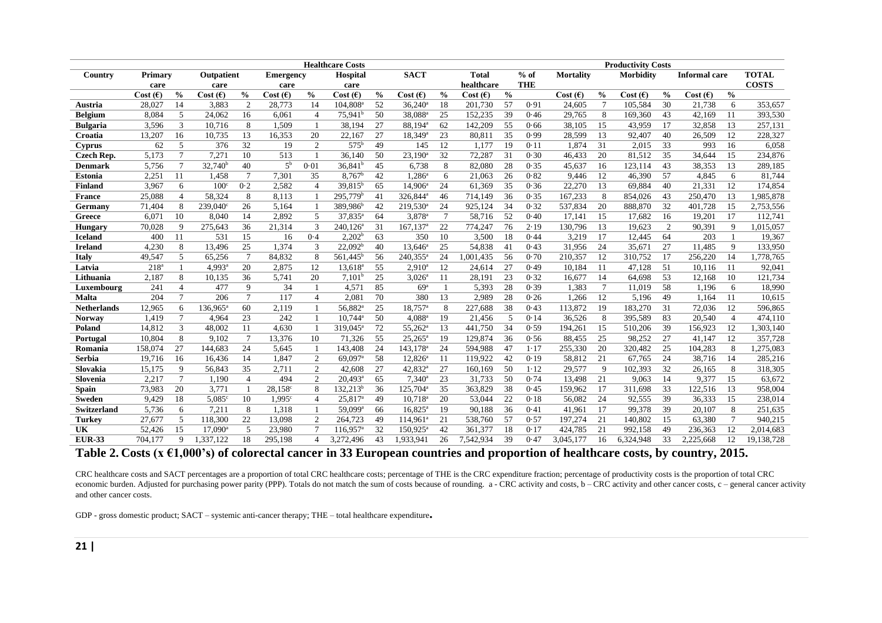| Country | Healthcare Costs | | | | | | | | | | | | | | Productivity Costs | | | | | | |
|---|---|---|---|---|---|---|---|---|---|---|---|---|---|---|---|---|---|---|---|---|---|
| | Primary care | | Outpatient care | | Emergency care | | Hospital care | | SACT | | Total healthcare | | % of THE | | Mortality | | Morbidity | | Informal care | | TOTAL COSTS |
| | Cost (€) | % | Cost (€) | % | Cost (€) | % | Cost (€) | % | Cost (€) | % | Cost (€) | % | | | Cost (€) | % | Cost (€) | % | Cost (€) | % | |
| **Austria** | 28,027 | 14 | 3,883 | 2 | 28,773 | 14 | 104,808[a] | 52 | 36,240[a] | 18 | 201,730 | 57 | 0·91 | | 24,605 | 7 | 105,584 | 30 | 21,738 | 6 | 353,657 |
| **Belgium** | 8,084 | 5 | 24,062 | 16 | 6,061 | 4 | 75,941[b] | 50 | 38,088[a] | 25 | 152,235 | 39 | 0·46 | | 29,765 | 8 | 169,360 | 43 | 42,169 | 11 | 393,530 |
| **Bulgaria** | 3,596 | 3 | 10,716 | 8 | 1,509 | 1 | 38,194 | 27 | 88,194[a] | 62 | 142,209 | 55 | 0·66 | | 38,105 | 15 | 43,959 | 17 | 32,858 | 13 | 257,131 |
| **Croatia** | 13,207 | 16 | 10,735 | 13 | 16,353 | 20 | 22,167 | 27 | 18,349[a] | 23 | 80,811 | 35 | 0·99 | | 28,599 | 13 | 92,407 | 40 | 26,509 | 12 | 228,327 |
| **Cyprus** | 62 | 5 | 376 | 32 | 19 | 2 | 575[b] | 49 | 145 | 12 | 1,177 | 19 | 0·11 | | 1,874 | 31 | 2,015 | 33 | 993 | 16 | 6,058 |
| **Czech Rep.** | 5,173 | 7 | 7,271 | 10 | 513 | 1 | 36,140 | 50 | 23,190[a] | 32 | 72,287 | 31 | 0·30 | | 46,433 | 20 | 81,512 | 35 | 34,644 | 15 | 234,876 |
| **Denmark** | 5,756 | 7 | 32,740[b] | 40 | 5[b] | 0·01 | 36,841[b] | 45 | 6,738 | 8 | 82,080 | 28 | 0·35 | | 45,637 | 16 | 123,114 | 43 | 38,353 | 13 | 289,185 |
| **Estonia** | 2,251 | 11 | 1,458 | 7 | 7,301 | 35 | 8,767[b] | 42 | 1,286[a] | 6 | 21,063 | 26 | 0·82 | | 9,446 | 12 | 46,390 | 57 | 4,845 | 6 | 81,744 |
| **Finland** | 3,967 | 6 | 100[c] | 0·2 | 2,582 | 4 | 39,815[b] | 65 | 14,906[a] | 24 | 61,369 | 35 | 0·36 | | 22,270 | 13 | 69,884 | 40 | 21,331 | 12 | 174,854 |
| **France** | 25,088 | 4 | 58,324 | 8 | 8,113 | 1 | 295,779[b] | 41 | 326,844[a] | 46 | 714,149 | 36 | 0·35 | | 167,233 | 8 | 854,026 | 43 | 250,470 | 13 | 1,985,878 |
| **Germany** | 71,404 | 8 | 239,040[c] | 26 | 5,164 | 1 | 389,986[b] | 42 | 219,530[a] | 24 | 925,124 | 34 | 0·32 | | 537,834 | 20 | 888,870 | 32 | 401,728 | 15 | 2,753,556 |
| **Greece** | 6,071 | 10 | 8,040 | 14 | 2,892 | 5 | 37,835[a] | 64 | 3,878[a] | 7 | 58,716 | 52 | 0·40 | | 17,141 | 15 | 17,682 | 16 | 19,201 | 17 | 112,741 |
| **Hungary** | 70,028 | 9 | 275,643 | 36 | 21,314 | 3 | 240,126[a] | 31 | 167,137[a] | 22 | 774,247 | 76 | 2·19 | | 130,796 | 13 | 19,623 | 2 | 90,391 | 9 | 1,015,057 |
| **Iceland** | 400 | 11 | 531 | 15 | 16 | 0·4 | 2,202[b] | 63 | 350 | 10 | 3,500 | 18 | 0·44 | | 3,219 | 17 | 12,445 | 64 | 203 | 1 | 19,367 |
| **Ireland** | 4,230 | 8 | 13,496 | 25 | 1,374 | 3 | 22,092[b] | 40 | 13,646[a] | 25 | 54,838 | 41 | 0·43 | | 31,956 | 24 | 35,671 | 27 | 11,485 | 9 | 133,950 |
| **Italy** | 49,547 | 5 | 65,256 | 7 | 84,832 | 8 | 561,445[b] | 56 | 240,355[a] | 24 | 1,001,435 | 56 | 0·70 | | 210,357 | 12 | 310,752 | 17 | 256,220 | 14 | 1,778,765 |
| **Latvia** | 218[a] | 1 | 4,993[a] | 20 | 2,875 | 12 | 13,618[a] | 55 | 2,910[a] | 12 | 24,614 | 27 | 0·49 | | 10,184 | 11 | 47,128 | 51 | 10,116 | 11 | 92,041 |
| **Lithuania** | 2,187 | 8 | 10,135 | 36 | 5,741 | 20 | 7,101[b] | 25 | 3,026[a] | 11 | 28,191 | 23 | 0·32 | | 16,677 | 14 | 64,698 | 53 | 12,168 | 10 | 121,734 |
| **Luxembourg** | 241 | 4 | 477 | 9 | 34 | 1 | 4,571 | 85 | 69[a] | 1 | 5,393 | 28 | 0·39 | | 1,383 | 7 | 11,019 | 58 | 1,196 | 6 | 18,990 |
| **Malta** | 204 | 7 | 206 | 7 | 117 | 4 | 2,081 | 70 | 380 | 13 | 2,989 | 28 | 0·26 | | 1,266 | 12 | 5,196 | 49 | 1,164 | 11 | 10,615 |
| **Netherlands** | 12,965 | 6 | 136,965[a] | 60 | 2,119 | 1 | 56,882[a] | 25 | 18,757[a] | 8 | 227,688 | 38 | 0·43 | | 113,872 | 19 | 183,270 | 31 | 72,036 | 12 | 596,865 |
| **Norway** | 1,419 | 7 | 4,964 | 23 | 242 | 1 | 10,744[a] | 50 | 4,088[a] | 19 | 21,456 | 5 | 0·14 | | 36,526 | 8 | 395,589 | 83 | 20,540 | 4 | 474,110 |
| **Poland** | 14,812 | 3 | 48,002 | 11 | 4,630 | 1 | 319,045[a] | 72 | 55,262[a] | 13 | 441,750 | 34 | 0·59 | | 194,261 | 15 | 510,206 | 39 | 156,923 | 12 | 1,303,140 |
| **Portugal** | 10,804 | 8 | 9,102 | 7 | 13,376 | 10 | 71,326 | 55 | 25,265[a] | 19 | 129,874 | 36 | 0·56 | | 88,455 | 25 | 98,252 | 27 | 41,147 | 12 | 357,728 |
| **Romania** | 158,074 | 27 | 144,683 | 24 | 5,645 | 1 | 143,408 | 24 | 143,178[a] | 24 | 594,988 | 47 | 1·17 | | 255,330 | 20 | 320,482 | 25 | 104,283 | 8 | 1,275,083 |
| **Serbia** | 19,716 | 16 | 16,436 | 14 | 1,847 | 2 | 69,097[a] | 58 | 12,826[a] | 11 | 119,922 | 42 | 0·19 | | 58,812 | 21 | 67,765 | 24 | 38,716 | 14 | 285,216 |
| **Slovakia** | 15,175 | 9 | 56,843 | 35 | 2,711 | 2 | 42,608 | 27 | 42,832[a] | 27 | 160,169 | 50 | 1·12 | | 29,577 | 9 | 102,393 | 32 | 26,165 | 8 | 318,305 |
| **Slovenia** | 2,217 | 7 | 1,190 | 4 | 494 | 2 | 20,493[a] | 65 | 7,340[a] | 23 | 31,733 | 50 | 0·74 | | 13,498 | 21 | 9,063 | 14 | 9,377 | 15 | 63,672 |
| **Spain** | 73,983 | 20 | 3,771 | 1 | 28,158[c] | 8 | 132,213[b] | 36 | 125,704[a] | 35 | 363,829 | 38 | 0·45 | | 159,962 | 17 | 311,698 | 33 | 122,516 | 13 | 958,004 |
| **Sweden** | 9,429 | 18 | 5,085[c] | 10 | 1,995[c] | 4 | 25,817[a] | 49 | 10,718[a] | 20 | 53,044 | 22 | 0·18 | | 56,082 | 24 | 92,555 | 39 | 36,333 | 15 | 238,014 |
| **Switzerland** | 5,736 | 6 | 7,211 | 8 | 1,318 | 1 | 59,099[a] | 66 | 16,825[a] | 19 | 90,188 | 36 | 0·41 | | 41,961 | 17 | 99,378 | 39 | 20,107 | 8 | 251,635 |
| **Turkey** | 27,677 | 5 | 118,300 | 22 | 13,098 | 2 | 264,723 | 49 | 114,961[a] | 21 | 538,760 | 57 | 0·57 | | 197,274 | 21 | 140,802 | 15 | 63,380 | 7 | 940,215 |
| **UK** | 52,426 | 15 | 17,090[a] | 5 | 23,980 | 7 | 116,957[a] | 32 | 150,925[a] | 42 | 361,377 | 18 | 0·17 | | 424,785 | 21 | 992,158 | 49 | 236,363 | 12 | 2,014,683 |
| **EUR-33** | 704,177 | 9 | 1,337,122 | 18 | 295,198 | 4 | 3,272,496 | 43 | 1,933,941 | 26 | 7,542,934 | 39 | 0·47 | | 3,045,177 | 16 | 6,324,948 | 33 | 2,225,668 | 12 | 19,138,728 |

**Table 2. Costs (x €1,000's) of colorectal cancer in 33 European countries and proportion of healthcare costs, by country, 2015.**

CRC healthcare costs and SACT percentages are a proportion of total CRC healthcare costs; percentage of THE is the CRC expenditure fraction; percentage of productivity costs is the proportion of total CRC economic burden. Adjusted for purchasing power parity (PPP). Totals do not match the sum of costs because of rounding. a - CRC activity and costs, b – CRC activity and other cancer costs, c – general cancer activity and other cancer costs.

GDP - gross domestic product; SACT – systemic anti-cancer therapy; THE – total healthcare expenditure.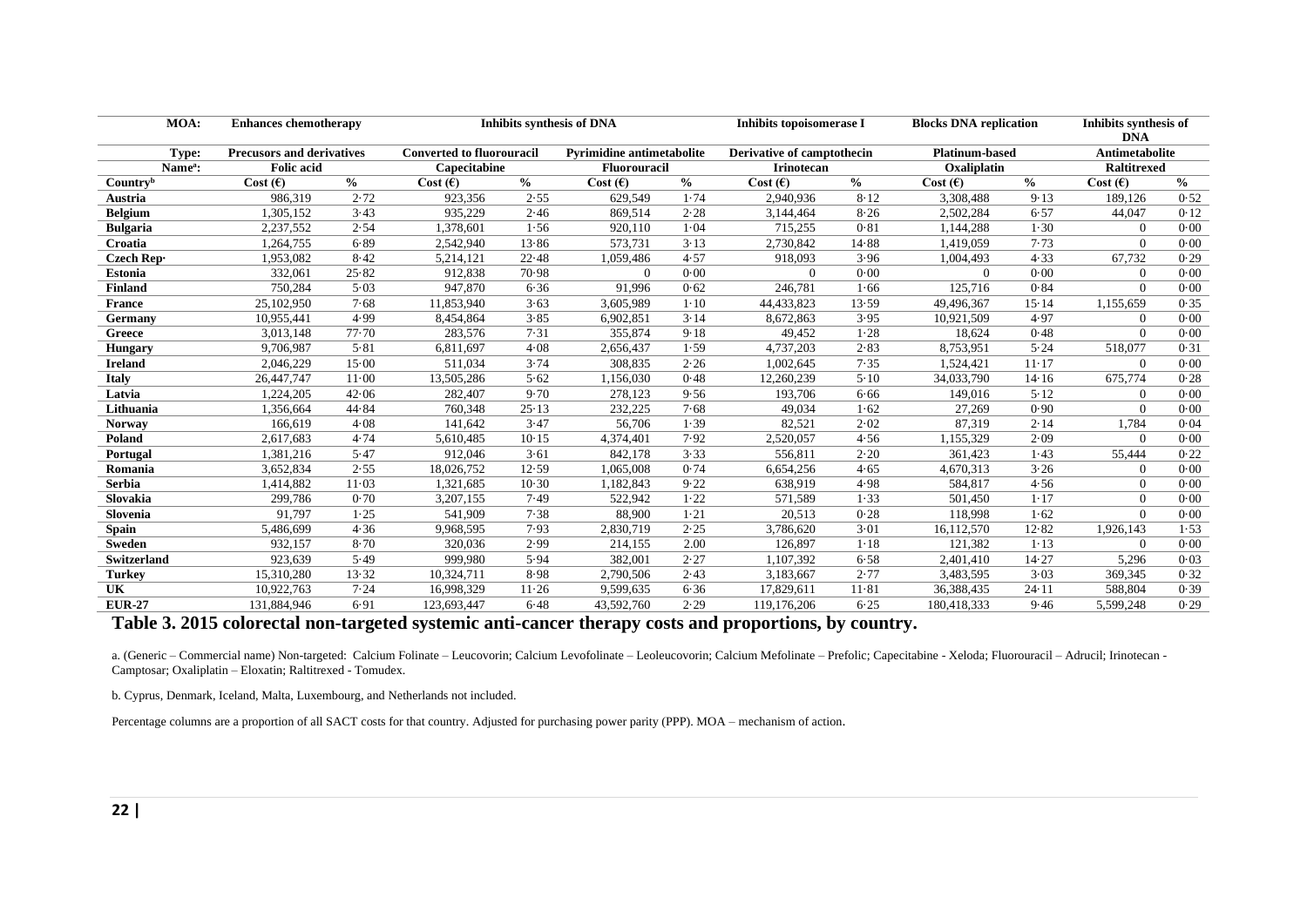| MOA: | Enhances chemotherapy | | Inhibits synthesis of DNA | | | | Inhibits topoisomerase I | | Blocks DNA replication | | Inhibits synthesis of DNA | |
|---|---|---|---|---|---|---|---|---|---|---|---|---|
| Type: | Precusors and derivatives | | Converted to fluorouracil | | Pyrimidine antimetabolite | | Derivative of camptothecin | | Platinum-based | | Antimetabolite | |
| Name[a]: | Folic acid | | Capecitabine | | Fluorouracil | | Irinotecan | | Oxaliplatin | | Raltitrexed | |
| Country[b] | Cost (€) | % | Cost (€) | % | Cost (€) | % | Cost (€) | % | Cost (€) | % | Cost (€) | % |
| Austria | 986,319 | 2·72 | 923,356 | 2·55 | 629,549 | 1·74 | 2,940,936 | 8·12 | 3,308,488 | 9·13 | 189,126 | 0·52 |
| Belgium | 1,305,152 | 3·43 | 935,229 | 2·46 | 869,514 | 2·28 | 3,144,464 | 8·26 | 2,502,284 | 6·57 | 44,047 | 0·12 |
| Bulgaria | 2,237,552 | 2·54 | 1,378,601 | 1·56 | 920,110 | 1·04 | 715,255 | 0·81 | 1,144,288 | 1·30 | 0 | 0·00 |
| Croatia | 1,264,755 | 6·89 | 2,542,940 | 13·86 | 573,731 | 3·13 | 2,730,842 | 14·88 | 1,419,059 | 7·73 | 0 | 0·00 |
| Czech Rep· | 1,953,082 | 8·42 | 5,214,121 | 22·48 | 1,059,486 | 4·57 | 918,093 | 3·96 | 1,004,493 | 4·33 | 67,732 | 0·29 |
| Estonia | 332,061 | 25·82 | 912,838 | 70·98 | 0 | 0·00 | 0 | 0·00 | 0 | 0·00 | 0 | 0·00 |
| Finland | 750,284 | 5·03 | 947,870 | 6·36 | 91,996 | 0·62 | 246,781 | 1·66 | 125,716 | 0·84 | 0 | 0·00 |
| France | 25,102,950 | 7·68 | 11,853,940 | 3·63 | 3,605,989 | 1·10 | 44,433,823 | 13·59 | 49,496,367 | 15·14 | 1,155,659 | 0·35 |
| Germany | 10,955,441 | 4·99 | 8,454,864 | 3·85 | 6,902,851 | 3·14 | 8,672,863 | 3·95 | 10,921,509 | 4·97 | 0 | 0·00 |
| Greece | 3,013,148 | 77·70 | 283,576 | 7·31 | 355,874 | 9·18 | 49,452 | 1·28 | 18,624 | 0·48 | 0 | 0·00 |
| Hungary | 9,706,987 | 5·81 | 6,811,697 | 4·08 | 2,656,437 | 1·59 | 4,737,203 | 2·83 | 8,753,951 | 5·24 | 518,077 | 0·31 |
| Ireland | 2,046,229 | 15·00 | 511,034 | 3·74 | 308,835 | 2·26 | 1,002,645 | 7·35 | 1,524,421 | 11·17 | 0 | 0·00 |
| Italy | 26,447,747 | 11·00 | 13,505,286 | 5·62 | 1,156,030 | 0·48 | 12,260,239 | 5·10 | 34,033,790 | 14·16 | 675,774 | 0·28 |
| Latvia | 1,224,205 | 42·06 | 282,407 | 9·70 | 278,123 | 9·56 | 193,706 | 6·66 | 149,016 | 5·12 | 0 | 0·00 |
| Lithuania | 1,356,664 | 44·84 | 760,348 | 25·13 | 232,225 | 7·68 | 49,034 | 1·62 | 27,269 | 0·90 | 0 | 0·00 |
| Norway | 166,619 | 4·08 | 141,642 | 3·47 | 56,706 | 1·39 | 82,521 | 2·02 | 87,319 | 2·14 | 1,784 | 0·04 |
| Poland | 2,617,683 | 4·74 | 5,610,485 | 10·15 | 4,374,401 | 7·92 | 2,520,057 | 4·56 | 1,155,329 | 2·09 | 0 | 0·00 |
| Portugal | 1,381,216 | 5·47 | 912,046 | 3·61 | 842,178 | 3·33 | 556,811 | 2·20 | 361,423 | 1·43 | 55,444 | 0·22 |
| Romania | 3,652,834 | 2·55 | 18,026,752 | 12·59 | 1,065,008 | 0·74 | 6,654,256 | 4·65 | 4,670,313 | 3·26 | 0 | 0·00 |
| Serbia | 1,414,882 | 11·03 | 1,321,685 | 10·30 | 1,182,843 | 9·22 | 638,919 | 4·98 | 584,817 | 4·56 | 0 | 0·00 |
| Slovakia | 299,786 | 0·70 | 3,207,155 | 7·49 | 522,942 | 1·22 | 571,589 | 1·33 | 501,450 | 1·17 | 0 | 0·00 |
| Slovenia | 91,797 | 1·25 | 541,909 | 7·38 | 88,900 | 1·21 | 20,513 | 0·28 | 118,998 | 1·62 | 0 | 0·00 |
| Spain | 5,486,699 | 4·36 | 9,968,595 | 7·93 | 2,830,719 | 2·25 | 3,786,620 | 3·01 | 16,112,570 | 12·82 | 1,926,143 | 1·53 |
| Sweden | 932,157 | 8·70 | 320,036 | 2·99 | 214,155 | 2.00 | 126,897 | 1·18 | 121,382 | 1·13 | 0 | 0·00 |
| Switzerland | 923,639 | 5·49 | 999,980 | 5·94 | 382,001 | 2·27 | 1,107,392 | 6·58 | 2,401,410 | 14·27 | 5,296 | 0·03 |
| Turkey | 15,310,280 | 13·32 | 10,324,711 | 8·98 | 2,790,506 | 2·43 | 3,183,667 | 2·77 | 3,483,595 | 3·03 | 369,345 | 0·32 |
| UK | 10,922,763 | 7·24 | 16,998,329 | 11·26 | 9,599,635 | 6·36 | 17,829,611 | 11·81 | 36,388,435 | 24·11 | 588,804 | 0·39 |
| EUR-27 | 131,884,946 | 6·91 | 123,693,447 | 6·48 | 43,592,760 | 2·29 | 119,176,206 | 6·25 | 180,418,333 | 9·46 | 5,599,248 | 0·29 |

**Table 3. 2015 colorectal non-targeted systemic anti-cancer therapy costs and proportions, by country.**

a. (Generic – Commercial name) Non-targeted: Calcium Folinate – Leucovorin; Calcium Levofolinate – Leoleucovorin; Calcium Mefolinate – Prefolic; Capecitabine - Xeloda; Fluorouracil – Adrucil; Irinotecan - Camptosar; Oxaliplatin – Eloxatin; Raltitrexed - Tomudex.

b. Cyprus, Denmark, Iceland, Malta, Luxembourg, and Netherlands not included.

Percentage columns are a proportion of all SACT costs for that country. Adjusted for purchasing power parity (PPP). MOA – mechanism of action.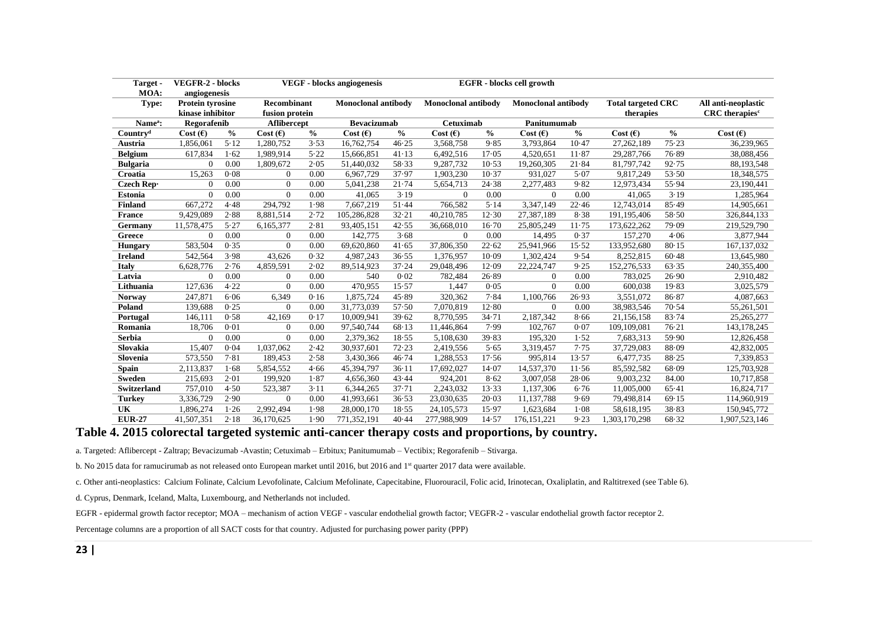| Target - MOA: | VEGFR-2 - blocks angiogenesis | | VEGF - blocks angiogenesis | | | | EGFR - blocks cell growth | | | | | | | |
|---|---|---|---|---|---|---|---|---|---|---|---|---|---|
| Type: | Protein tyrosine kinase inhibitor | | Recombinant fusion protein | | Monoclonal antibody | | Monoclonal antibody | | Monoclonal antibody | | Total targeted CRC therapies | | All anti-neoplastic CRC therapies[c] |
| Name[a]: | Regorafenib | | Aflibercept | | Bevacizumab | | Cetuximab | | Panitumumab | | | | |
| Country[d] | Cost (€) | % | Cost (€) | % | Cost (€) | % | Cost (€) | % | Cost (€) | % | Cost (€) | % | Cost (€) |
| Austria | 1,856,061 | 5·12 | 1,280,752 | 3·53 | 16,762,754 | 46·25 | 3,568,758 | 9·85 | 3,793,864 | 10·47 | 27,262,189 | 75·23 | 36,239,965 |
| Belgium | 617,834 | 1·62 | 1,989,914 | 5·22 | 15,666,851 | 41·13 | 6,492,516 | 17·05 | 4,520,651 | 11·87 | 29,287,766 | 76·89 | 38,088,456 |
| Bulgaria | 0 | 0.00 | 1,809,672 | 2·05 | 51,440,032 | 58·33 | 9,287,732 | 10·53 | 19,260,305 | 21·84 | 81,797,742 | 92·75 | 88,193,548 |
| Croatia | 15,263 | 0·08 | 0 | 0.00 | 6,967,729 | 37·97 | 1,903,230 | 10·37 | 931,027 | 5·07 | 9,817,249 | 53·50 | 18,348,575 |
| Czech Rep· | 0 | 0.00 | 0 | 0.00 | 5,041,238 | 21·74 | 5,654,713 | 24·38 | 2,277,483 | 9·82 | 12,973,434 | 55·94 | 23,190,441 |
| Estonia | 0 | 0.00 | 0 | 0.00 | 41,065 | 3·19 | 0 | 0.00 | 0 | 0.00 | 41,065 | 3·19 | 1,285,964 |
| Finland | 667,272 | 4·48 | 294,792 | 1·98 | 7,667,219 | 51·44 | 766,582 | 5·14 | 3,347,149 | 22·46 | 12,743,014 | 85·49 | 14,905,661 |
| France | 9,429,089 | 2·88 | 8,881,514 | 2·72 | 105,286,828 | 32·21 | 40,210,785 | 12·30 | 27,387,189 | 8·38 | 191,195,406 | 58·50 | 326,844,133 |
| Germany | 11,578,475 | 5·27 | 6,165,377 | 2·81 | 93,405,151 | 42·55 | 36,668,010 | 16·70 | 25,805,249 | 11·75 | 173,622,262 | 79·09 | 219,529,790 |
| Greece | 0 | 0.00 | 0 | 0.00 | 142,775 | 3·68 | 0 | 0.00 | 14,495 | 0·37 | 157,270 | 4·06 | 3,877,944 |
| Hungary | 583,504 | 0·35 | 0 | 0.00 | 69,620,860 | 41·65 | 37,806,350 | 22·62 | 25,941,966 | 15·52 | 133,952,680 | 80·15 | 167,137,032 |
| Ireland | 542,564 | 3·98 | 43,626 | 0·32 | 4,987,243 | 36·55 | 1,376,957 | 10·09 | 1,302,424 | 9·54 | 8,252,815 | 60·48 | 13,645,980 |
| Italy | 6,628,776 | 2·76 | 4,859,591 | 2·02 | 89,514,923 | 37·24 | 29,048,496 | 12·09 | 22,224,747 | 9·25 | 152,276,533 | 63·35 | 240,355,400 |
| Latvia | 0 | 0.00 | 0 | 0.00 | 540 | 0·02 | 782,484 | 26·89 | 0 | 0.00 | 783,025 | 26·90 | 2,910,482 |
| Lithuania | 127,636 | 4·22 | 0 | 0.00 | 470,955 | 15·57 | 1,447 | 0·05 | 0 | 0.00 | 600,038 | 19·83 | 3,025,579 |
| Norway | 247,871 | 6·06 | 6,349 | 0·16 | 1,875,724 | 45·89 | 320,362 | 7·84 | 1,100,766 | 26·93 | 3,551,072 | 86·87 | 4,087,663 |
| Poland | 139,688 | 0·25 | 0 | 0.00 | 31,773,039 | 57·50 | 7,070,819 | 12·80 | 0 | 0.00 | 38,983,546 | 70·54 | 55,261,501 |
| Portugal | 146,111 | 0·58 | 42,169 | 0·17 | 10,009,941 | 39·62 | 8,770,595 | 34·71 | 2,187,342 | 8·66 | 21,156,158 | 83·74 | 25,265,277 |
| Romania | 18,706 | 0·01 | 0 | 0.00 | 97,540,744 | 68·13 | 11,446,864 | 7·99 | 102,767 | 0·07 | 109,109,081 | 76·21 | 143,178,245 |
| Serbia | 0 | 0.00 | 0 | 0.00 | 2,379,362 | 18·55 | 5,108,630 | 39·83 | 195,320 | 1·52 | 7,683,313 | 59·90 | 12,826,458 |
| Slovakia | 15,407 | 0·04 | 1,037,062 | 2·42 | 30,937,601 | 72·23 | 2,419,556 | 5·65 | 3,319,457 | 7·75 | 37,729,083 | 88·09 | 42,832,005 |
| Slovenia | 573,550 | 7·81 | 189,453 | 2·58 | 3,430,366 | 46·74 | 1,288,553 | 17·56 | 995,814 | 13·57 | 6,477,735 | 88·25 | 7,339,853 |
| Spain | 2,113,837 | 1·68 | 5,854,552 | 4·66 | 45,394,797 | 36·11 | 17,692,027 | 14·07 | 14,537,370 | 11·56 | 85,592,582 | 68·09 | 125,703,928 |
| Sweden | 215,693 | 2·01 | 199,920 | 1·87 | 4,656,360 | 43·44 | 924,201 | 8·62 | 3,007,058 | 28·06 | 9,003,232 | 84.00 | 10,717,858 |
| Switzerland | 757,010 | 4·50 | 523,387 | 3·11 | 6,344,265 | 37·71 | 2,243,032 | 13·33 | 1,137,306 | 6·76 | 11,005,000 | 65·41 | 16,824,717 |
| Turkey | 3,336,729 | 2·90 | 0 | 0.00 | 41,993,661 | 36·53 | 23,030,635 | 20·03 | 11,137,788 | 9·69 | 79,498,814 | 69·15 | 114,960,919 |
| UK | 1,896,274 | 1·26 | 2,992,494 | 1·98 | 28,000,170 | 18·55 | 24,105,573 | 15·97 | 1,623,684 | 1·08 | 58,618,195 | 38·83 | 150,945,772 |
| EUR-27 | 41,507,351 | 2·18 | 36,170,625 | 1·90 | 771,352,191 | 40·44 | 277,988,909 | 14·57 | 176,151,221 | 9·23 | 1,303,170,298 | 68·32 | 1,907,523,146 |

**Table 4. 2015 colorectal targeted systemic anti-cancer therapy costs and proportions, by country.**

a. Targeted: Aflibercept - Zaltrap; Bevacizumab -Avastin; Cetuximab – Erbitux; Panitumumab – Vectibix; Regorafenib – Stivarga.

b. No 2015 data for ramucirumab as not released onto European market until 2016, but 2016 and 1st quarter 2017 data were available.

c. Other anti-neoplastics: Calcium Folinate, Calcium Levofolinate, Calcium Mefolinate, Capecitabine, Fluorouracil, Folic acid, Irinotecan, Oxaliplatin, and Raltitrexed (see Table 6).

d. Cyprus, Denmark, Iceland, Malta, Luxembourg, and Netherlands not included.

EGFR - epidermal growth factor receptor; MOA – mechanism of action VEGF - vascular endothelial growth factor; VEGFR-2 - vascular endothelial growth factor receptor 2.

Percentage columns are a proportion of all SACT costs for that country. Adjusted for purchasing power parity (PPP)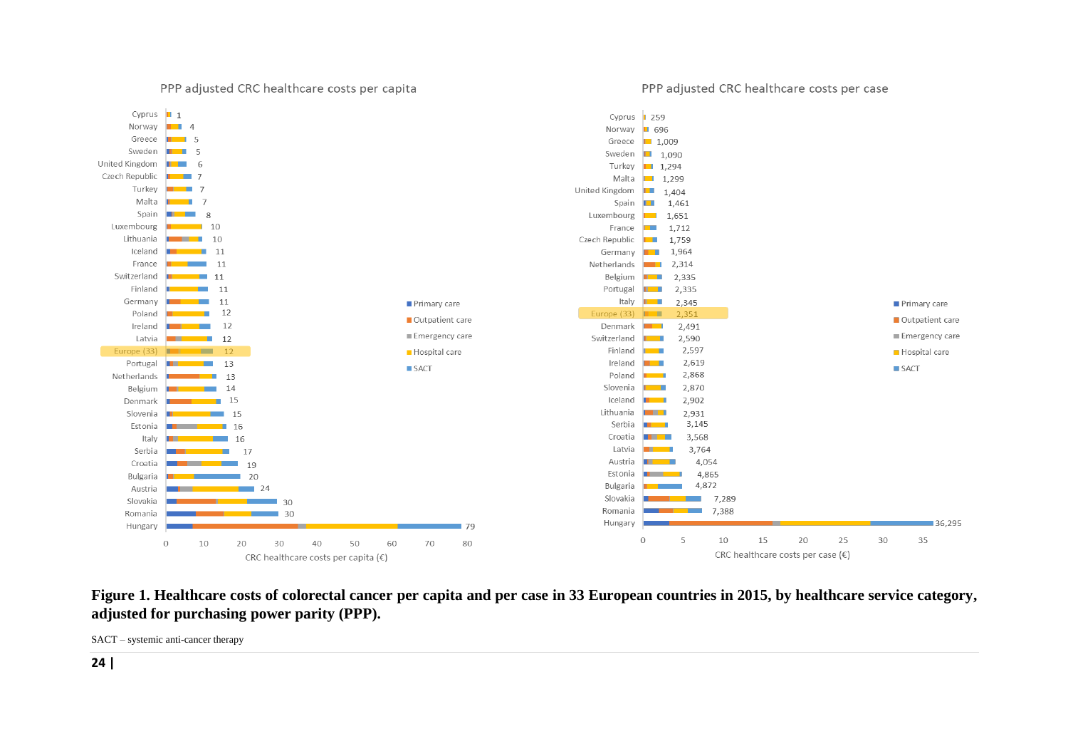PPP adjusted CRC healthcare costs per capita

| Country | CRC healthcare costs per capita (€) |
|---|---|
| Cyprus | 1 |
| Norway | 4 |
| Greece | 5 |
| Sweden | 5 |
| United Kingdom | 6 |
| Czech Republic | 7 |
| Turkey | 7 |
| Malta | 7 |
| Spain | 8 |
| Luxembourg | 10 |
| Lithuania | 10 |
| Iceland | 11 |
| France | 11 |
| Switzerland | 11 |
| Finland | 11 |
| Germany | 11 |
| Poland | 12 |
| Ireland | 12 |
| Latvia | 12 |
| Europe (33) | 12 |
| Portugal | 13 |
| Netherlands | 13 |
| Belgium | 14 |
| Denmark | 15 |
| Slovenia | 15 |
| Estonia | 16 |
| Italy | 16 |
| Serbia | 17 |
| Croatia | 19 |
| Bulgaria | 20 |
| Austria | 24 |
| Slovakia | 30 |
| Romania | 30 |
| Hungary | 79 |

PPP adjusted CRC healthcare costs per case

| Country | CRC healthcare costs per case (€) |
|---|---|
| Cyprus | 259 |
| Norway | 696 |
| Greece | 1,009 |
| Sweden | 1,090 |
| Turkey | 1,294 |
| Malta | 1,299 |
| United Kingdom | 1,404 |
| Spain | 1,461 |
| Luxembourg | 1,651 |
| France | 1,712 |
| Czech Republic | 1,759 |
| Germany | 1,964 |
| Netherlands | 2,314 |
| Belgium | 2,335 |
| Portugal | 2,335 |
| Italy | 2,345 |
| Europe (33) | 2,351 |
| Denmark | 2,491 |
| Switzerland | 2,590 |
| Finland | 2,597 |
| Ireland | 2,619 |
| Poland | 2,868 |
| Slovenia | 2,870 |
| Iceland | 2,902 |
| Lithuania | 2,931 |
| Serbia | 3,145 |
| Croatia | 3,568 |
| Latvia | 3,764 |
| Austria | 4,054 |
| Estonia | 4,865 |
| Bulgaria | 4,872 |
| Slovakia | 7,289 |
| Romania | 7,388 |
| Hungary | 36,295 |

Legend: Primary care, Outpatient care, Emergency care, Hospital care, SACT

**Figure 1. Healthcare costs of colorectal cancer per capita and per case in 33 European countries in 2015, by healthcare service category, adjusted for purchasing power parity (PPP).**

SACT – systemic anti-cancer therapy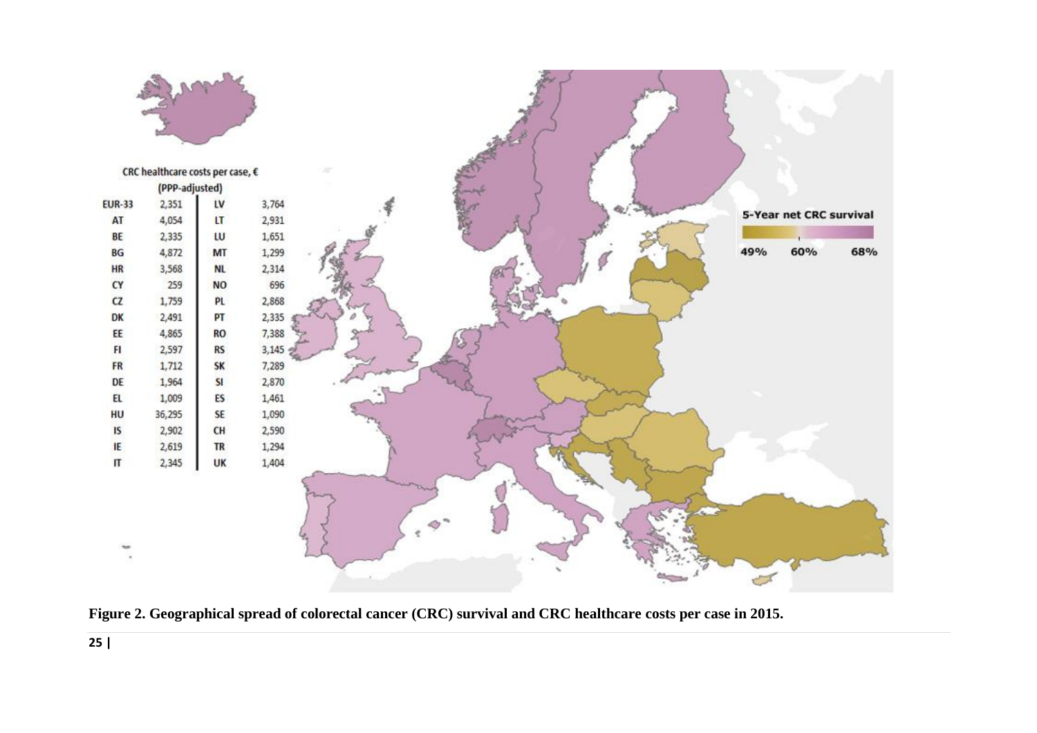CRC healthcare costs per case, € (PPP-adjusted)

| | | | |
|---|---|---|---|
| EUR-33 | 2,351 | LV | 3,764 |
| AT | 4,054 | LT | 2,931 |
| BE | 2,335 | LU | 1,651 |
| BG | 4,872 | MT | 1,299 |
| HR | 3,568 | NL | 2,314 |
| CY | 259 | NO | 696 |
| CZ | 1,759 | PL | 2,868 |
| DK | 2,491 | PT | 2,335 |
| EE | 4,865 | RO | 7,388 |
| FI | 2,597 | RS | 3,145 |
| FR | 1,712 | SK | 7,289 |
| DE | 1,964 | SI | 2,870 |
| EL | 1,009 | ES | 1,461 |
| HU | 36,295 | SE | 1,090 |
| IS | 2,902 | CH | 2,590 |
| IE | 2,619 | TR | 1,294 |
| IT | 2,345 | UK | 1,404 |

5-Year net CRC survival

49% 60% 68%

**Figure 2. Geographical spread of colorectal cancer (CRC) survival and CRC healthcare costs per case in 2015.**